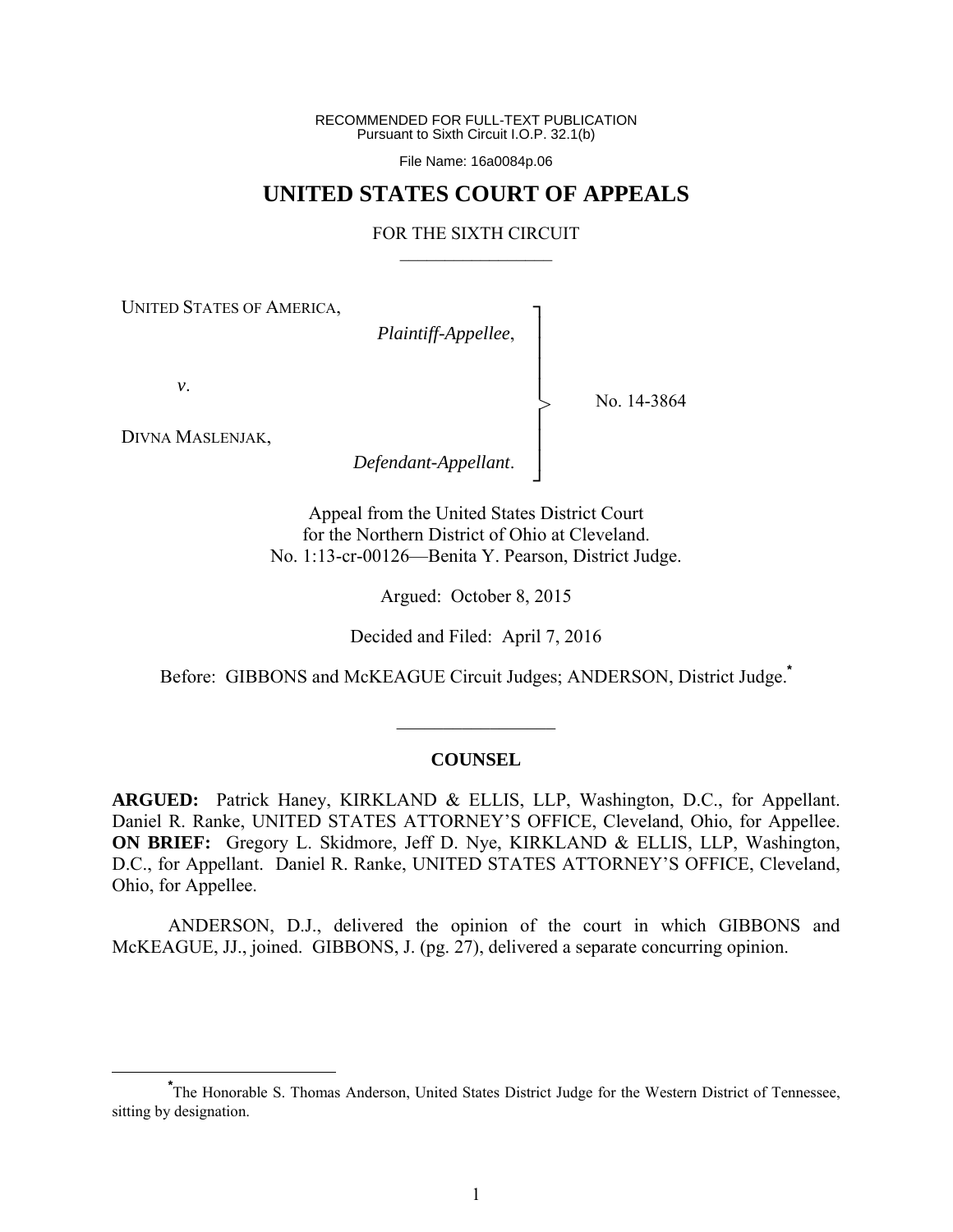RECOMMENDED FOR FULL-TEXT PUBLICATION
Pursuant to Sixth Circuit I.O.P. 32.1(b)

File Name: 16a0084p.06

# UNITED STATES COURT OF APPEALS

FOR THE SIXTH CIRCUIT

UNITED STATES OF AMERICA,
*Plaintiff-Appellee*,

*v*.

DIVNA MASLENJAK,
*Defendant-Appellant*.

No. 14-3864

Appeal from the United States District Court
for the Northern District of Ohio at Cleveland.
No. 1:13-cr-00126—Benita Y. Pearson, District Judge.

Argued: October 8, 2015

Decided and Filed: April 7, 2016

Before: GIBBONS and McKEAGUE Circuit Judges; ANDERSON, District Judge.*

## COUNSEL

**ARGUED:** Patrick Haney, KIRKLAND & ELLIS, LLP, Washington, D.C., for Appellant. Daniel R. Ranke, UNITED STATES ATTORNEY'S OFFICE, Cleveland, Ohio, for Appellee. **ON BRIEF:** Gregory L. Skidmore, Jeff D. Nye, KIRKLAND & ELLIS, LLP, Washington, D.C., for Appellant. Daniel R. Ranke, UNITED STATES ATTORNEY'S OFFICE, Cleveland, Ohio, for Appellee.

ANDERSON, D.J., delivered the opinion of the court in which GIBBONS and McKEAGUE, JJ., joined. GIBBONS, J. (pg. 27), delivered a separate concurring opinion.

---

*The Honorable S. Thomas Anderson, United States District Judge for the Western District of Tennessee, sitting by designation.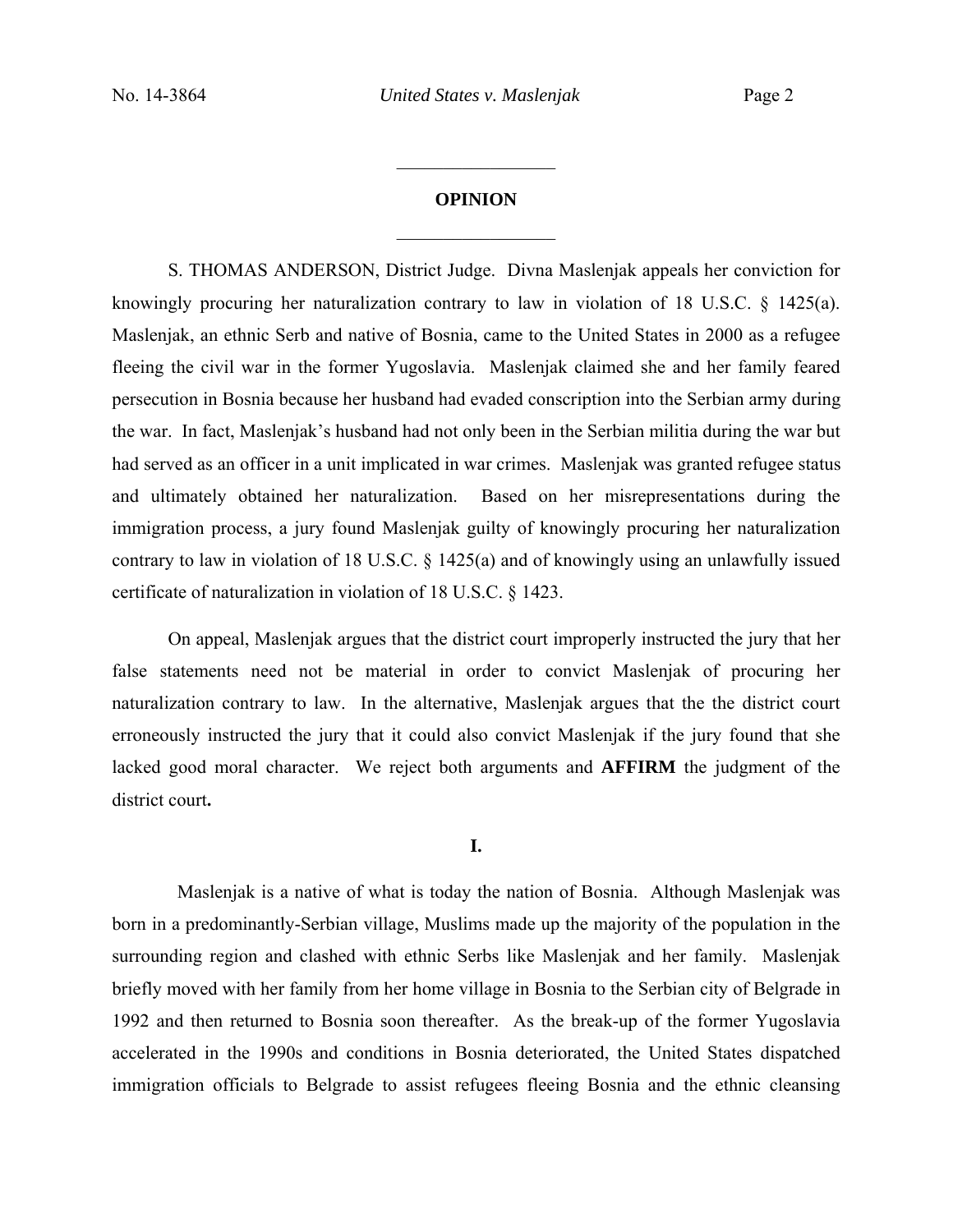## OPINION

S. THOMAS ANDERSON, District Judge. Divna Maslenjak appeals her conviction for knowingly procuring her naturalization contrary to law in violation of 18 U.S.C. § 1425(a). Maslenjak, an ethnic Serb and native of Bosnia, came to the United States in 2000 as a refugee fleeing the civil war in the former Yugoslavia. Maslenjak claimed she and her family feared persecution in Bosnia because her husband had evaded conscription into the Serbian army during the war. In fact, Maslenjak's husband had not only been in the Serbian militia during the war but had served as an officer in a unit implicated in war crimes. Maslenjak was granted refugee status and ultimately obtained her naturalization. Based on her misrepresentations during the immigration process, a jury found Maslenjak guilty of knowingly procuring her naturalization contrary to law in violation of 18 U.S.C. § 1425(a) and of knowingly using an unlawfully issued certificate of naturalization in violation of 18 U.S.C. § 1423.

On appeal, Maslenjak argues that the district court improperly instructed the jury that her false statements need not be material in order to convict Maslenjak of procuring her naturalization contrary to law. In the alternative, Maslenjak argues that the the district court erroneously instructed the jury that it could also convict Maslenjak if the jury found that she lacked good moral character. We reject both arguments and **AFFIRM** the judgment of the district court**.**

### I.

Maslenjak is a native of what is today the nation of Bosnia. Although Maslenjak was born in a predominantly-Serbian village, Muslims made up the majority of the population in the surrounding region and clashed with ethnic Serbs like Maslenjak and her family. Maslenjak briefly moved with her family from her home village in Bosnia to the Serbian city of Belgrade in 1992 and then returned to Bosnia soon thereafter. As the break-up of the former Yugoslavia accelerated in the 1990s and conditions in Bosnia deteriorated, the United States dispatched immigration officials to Belgrade to assist refugees fleeing Bosnia and the ethnic cleansing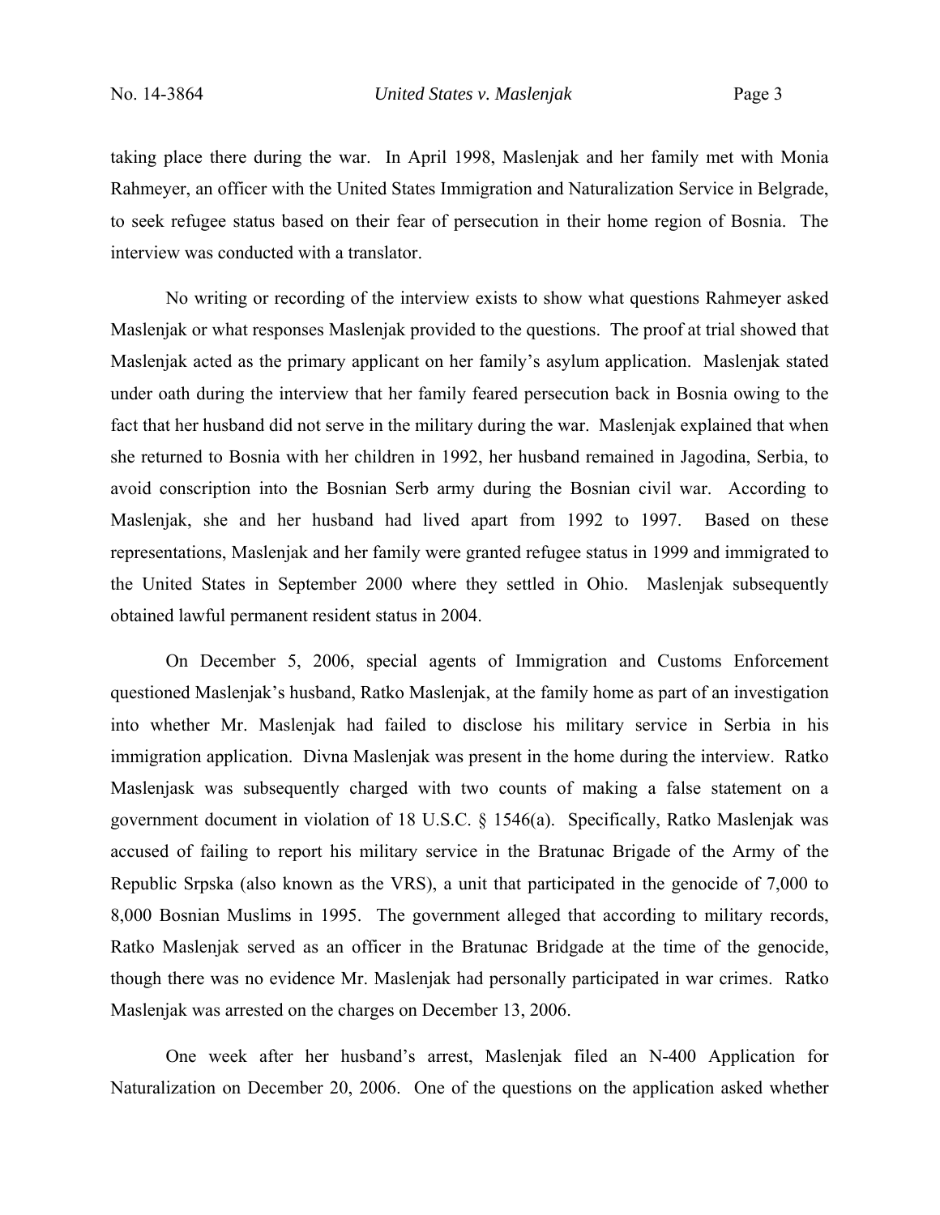taking place there during the war. In April 1998, Maslenjak and her family met with Monia Rahmeyer, an officer with the United States Immigration and Naturalization Service in Belgrade, to seek refugee status based on their fear of persecution in their home region of Bosnia. The interview was conducted with a translator.

No writing or recording of the interview exists to show what questions Rahmeyer asked Maslenjak or what responses Maslenjak provided to the questions. The proof at trial showed that Maslenjak acted as the primary applicant on her family's asylum application. Maslenjak stated under oath during the interview that her family feared persecution back in Bosnia owing to the fact that her husband did not serve in the military during the war. Maslenjak explained that when she returned to Bosnia with her children in 1992, her husband remained in Jagodina, Serbia, to avoid conscription into the Bosnian Serb army during the Bosnian civil war. According to Maslenjak, she and her husband had lived apart from 1992 to 1997. Based on these representations, Maslenjak and her family were granted refugee status in 1999 and immigrated to the United States in September 2000 where they settled in Ohio. Maslenjak subsequently obtained lawful permanent resident status in 2004.

On December 5, 2006, special agents of Immigration and Customs Enforcement questioned Maslenjak's husband, Ratko Maslenjak, at the family home as part of an investigation into whether Mr. Maslenjak had failed to disclose his military service in Serbia in his immigration application. Divna Maslenjak was present in the home during the interview. Ratko Maslenjask was subsequently charged with two counts of making a false statement on a government document in violation of 18 U.S.C. § 1546(a). Specifically, Ratko Maslenjak was accused of failing to report his military service in the Bratunac Brigade of the Army of the Republic Srpska (also known as the VRS), a unit that participated in the genocide of 7,000 to 8,000 Bosnian Muslims in 1995. The government alleged that according to military records, Ratko Maslenjak served as an officer in the Bratunac Bridgade at the time of the genocide, though there was no evidence Mr. Maslenjak had personally participated in war crimes. Ratko Maslenjak was arrested on the charges on December 13, 2006.

One week after her husband's arrest, Maslenjak filed an N-400 Application for Naturalization on December 20, 2006. One of the questions on the application asked whether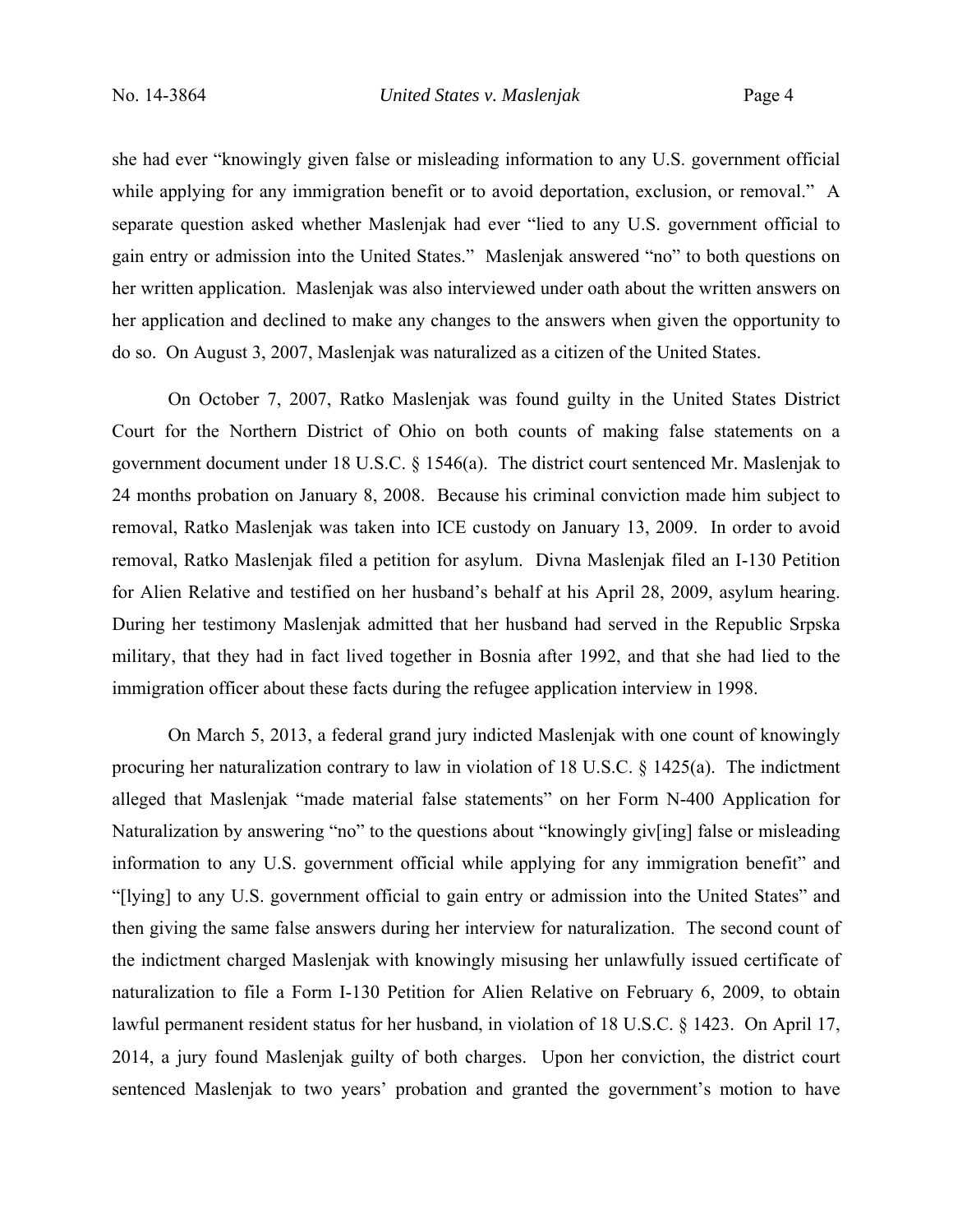she had ever "knowingly given false or misleading information to any U.S. government official while applying for any immigration benefit or to avoid deportation, exclusion, or removal." A separate question asked whether Maslenjak had ever "lied to any U.S. government official to gain entry or admission into the United States." Maslenjak answered "no" to both questions on her written application. Maslenjak was also interviewed under oath about the written answers on her application and declined to make any changes to the answers when given the opportunity to do so. On August 3, 2007, Maslenjak was naturalized as a citizen of the United States.

On October 7, 2007, Ratko Maslenjak was found guilty in the United States District Court for the Northern District of Ohio on both counts of making false statements on a government document under 18 U.S.C. § 1546(a). The district court sentenced Mr. Maslenjak to 24 months probation on January 8, 2008. Because his criminal conviction made him subject to removal, Ratko Maslenjak was taken into ICE custody on January 13, 2009. In order to avoid removal, Ratko Maslenjak filed a petition for asylum. Divna Maslenjak filed an I-130 Petition for Alien Relative and testified on her husband's behalf at his April 28, 2009, asylum hearing. During her testimony Maslenjak admitted that her husband had served in the Republic Srpska military, that they had in fact lived together in Bosnia after 1992, and that she had lied to the immigration officer about these facts during the refugee application interview in 1998.

On March 5, 2013, a federal grand jury indicted Maslenjak with one count of knowingly procuring her naturalization contrary to law in violation of 18 U.S.C. § 1425(a). The indictment alleged that Maslenjak "made material false statements" on her Form N-400 Application for Naturalization by answering "no" to the questions about "knowingly giv[ing] false or misleading information to any U.S. government official while applying for any immigration benefit" and "[lying] to any U.S. government official to gain entry or admission into the United States" and then giving the same false answers during her interview for naturalization. The second count of the indictment charged Maslenjak with knowingly misusing her unlawfully issued certificate of naturalization to file a Form I-130 Petition for Alien Relative on February 6, 2009, to obtain lawful permanent resident status for her husband, in violation of 18 U.S.C. § 1423. On April 17, 2014, a jury found Maslenjak guilty of both charges. Upon her conviction, the district court sentenced Maslenjak to two years' probation and granted the government's motion to have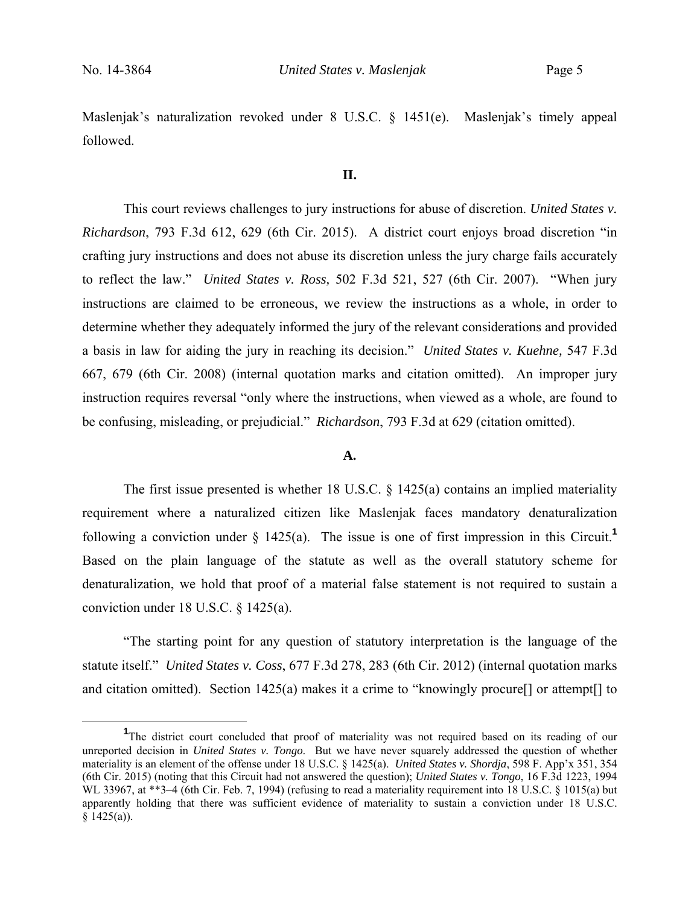Maslenjak's naturalization revoked under 8 U.S.C. § 1451(e). Maslenjak's timely appeal followed.

## II.

This court reviews challenges to jury instructions for abuse of discretion. *United States v. Richardson*, 793 F.3d 612, 629 (6th Cir. 2015). A district court enjoys broad discretion "in crafting jury instructions and does not abuse its discretion unless the jury charge fails accurately to reflect the law." *United States v. Ross,* 502 F.3d 521, 527 (6th Cir. 2007). "When jury instructions are claimed to be erroneous, we review the instructions as a whole, in order to determine whether they adequately informed the jury of the relevant considerations and provided a basis in law for aiding the jury in reaching its decision." *United States v. Kuehne,* 547 F.3d 667, 679 (6th Cir. 2008) (internal quotation marks and citation omitted). An improper jury instruction requires reversal "only where the instructions, when viewed as a whole, are found to be confusing, misleading, or prejudicial." *Richardson*, 793 F.3d at 629 (citation omitted).

### A.

The first issue presented is whether 18 U.S.C. § 1425(a) contains an implied materiality requirement where a naturalized citizen like Maslenjak faces mandatory denaturalization following a conviction under § 1425(a). The issue is one of first impression in this Circuit.[1] Based on the plain language of the statute as well as the overall statutory scheme for denaturalization, we hold that proof of a material false statement is not required to sustain a conviction under 18 U.S.C. § 1425(a).

"The starting point for any question of statutory interpretation is the language of the statute itself." *United States v. Coss*, 677 F.3d 278, 283 (6th Cir. 2012) (internal quotation marks and citation omitted). Section 1425(a) makes it a crime to "knowingly procure[] or attempt[] to

---

[1] The district court concluded that proof of materiality was not required based on its reading of our unreported decision in *United States v. Tongo*. But we have never squarely addressed the question of whether materiality is an element of the offense under 18 U.S.C. § 1425(a). *United States v. Shordja*, 598 F. App'x 351, 354 (6th Cir. 2015) (noting that this Circuit had not answered the question); *United States v. Tongo*, 16 F.3d 1223, 1994 WL 33967, at **3–4 (6th Cir. Feb. 7, 1994) (refusing to read a materiality requirement into 18 U.S.C. § 1015(a) but apparently holding that there was sufficient evidence of materiality to sustain a conviction under 18 U.S.C. § 1425(a)).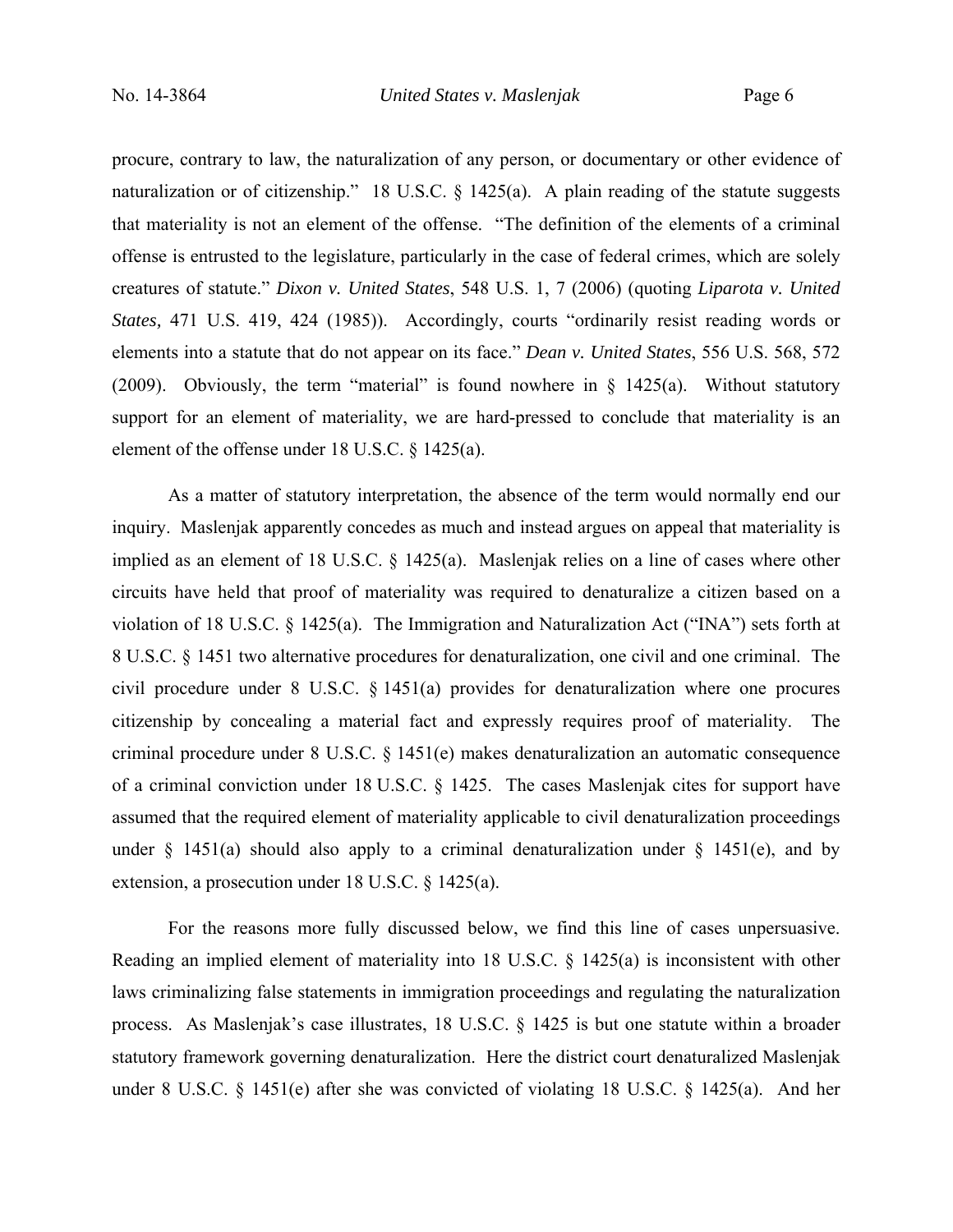procure, contrary to law, the naturalization of any person, or documentary or other evidence of naturalization or of citizenship." 18 U.S.C. § 1425(a). A plain reading of the statute suggests that materiality is not an element of the offense. "The definition of the elements of a criminal offense is entrusted to the legislature, particularly in the case of federal crimes, which are solely creatures of statute." *Dixon v. United States*, 548 U.S. 1, 7 (2006) (quoting *Liparota v. United States,* 471 U.S. 419, 424 (1985)). Accordingly, courts "ordinarily resist reading words or elements into a statute that do not appear on its face." *Dean v. United States*, 556 U.S. 568, 572 (2009). Obviously, the term "material" is found nowhere in § 1425(a). Without statutory support for an element of materiality, we are hard-pressed to conclude that materiality is an element of the offense under 18 U.S.C. § 1425(a).

As a matter of statutory interpretation, the absence of the term would normally end our inquiry. Maslenjak apparently concedes as much and instead argues on appeal that materiality is implied as an element of 18 U.S.C. § 1425(a). Maslenjak relies on a line of cases where other circuits have held that proof of materiality was required to denaturalize a citizen based on a violation of 18 U.S.C. § 1425(a). The Immigration and Naturalization Act ("INA") sets forth at 8 U.S.C. § 1451 two alternative procedures for denaturalization, one civil and one criminal. The civil procedure under 8 U.S.C. § 1451(a) provides for denaturalization where one procures citizenship by concealing a material fact and expressly requires proof of materiality. The criminal procedure under 8 U.S.C. § 1451(e) makes denaturalization an automatic consequence of a criminal conviction under 18 U.S.C. § 1425. The cases Maslenjak cites for support have assumed that the required element of materiality applicable to civil denaturalization proceedings under § 1451(a) should also apply to a criminal denaturalization under § 1451(e), and by extension, a prosecution under 18 U.S.C. § 1425(a).

For the reasons more fully discussed below, we find this line of cases unpersuasive. Reading an implied element of materiality into 18 U.S.C. § 1425(a) is inconsistent with other laws criminalizing false statements in immigration proceedings and regulating the naturalization process. As Maslenjak's case illustrates, 18 U.S.C. § 1425 is but one statute within a broader statutory framework governing denaturalization. Here the district court denaturalized Maslenjak under 8 U.S.C. § 1451(e) after she was convicted of violating 18 U.S.C. § 1425(a). And her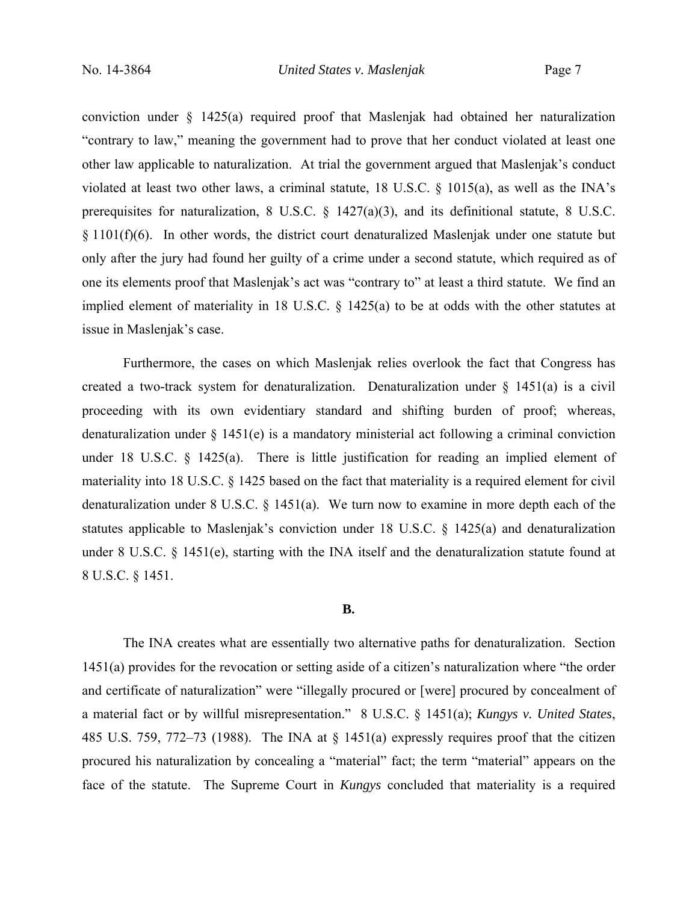conviction under § 1425(a) required proof that Maslenjak had obtained her naturalization "contrary to law," meaning the government had to prove that her conduct violated at least one other law applicable to naturalization. At trial the government argued that Maslenjak's conduct violated at least two other laws, a criminal statute, 18 U.S.C. § 1015(a), as well as the INA's prerequisites for naturalization, 8 U.S.C. § 1427(a)(3), and its definitional statute, 8 U.S.C. § 1101(f)(6). In other words, the district court denaturalized Maslenjak under one statute but only after the jury had found her guilty of a crime under a second statute, which required as of one its elements proof that Maslenjak's act was "contrary to" at least a third statute. We find an implied element of materiality in 18 U.S.C. § 1425(a) to be at odds with the other statutes at issue in Maslenjak's case.

Furthermore, the cases on which Maslenjak relies overlook the fact that Congress has created a two-track system for denaturalization. Denaturalization under § 1451(a) is a civil proceeding with its own evidentiary standard and shifting burden of proof; whereas, denaturalization under § 1451(e) is a mandatory ministerial act following a criminal conviction under 18 U.S.C. § 1425(a). There is little justification for reading an implied element of materiality into 18 U.S.C. § 1425 based on the fact that materiality is a required element for civil denaturalization under 8 U.S.C. § 1451(a). We turn now to examine in more depth each of the statutes applicable to Maslenjak's conviction under 18 U.S.C. § 1425(a) and denaturalization under 8 U.S.C. § 1451(e), starting with the INA itself and the denaturalization statute found at 8 U.S.C. § 1451.

**B.**

The INA creates what are essentially two alternative paths for denaturalization. Section 1451(a) provides for the revocation or setting aside of a citizen's naturalization where "the order and certificate of naturalization" were "illegally procured or [were] procured by concealment of a material fact or by willful misrepresentation." 8 U.S.C. § 1451(a); *Kungys v. United States*, 485 U.S. 759, 772–73 (1988). The INA at § 1451(a) expressly requires proof that the citizen procured his naturalization by concealing a "material" fact; the term "material" appears on the face of the statute. The Supreme Court in *Kungys* concluded that materiality is a required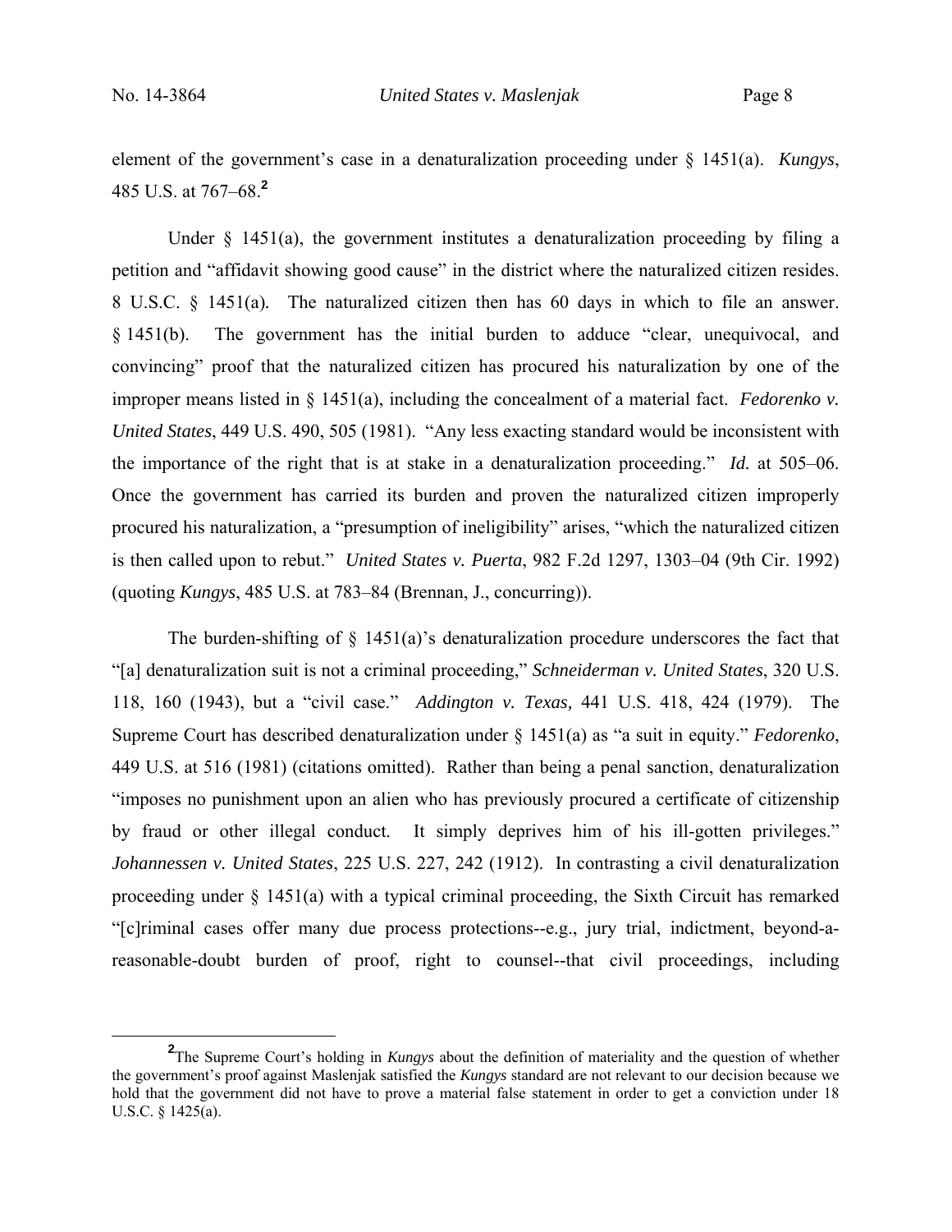element of the government's case in a denaturalization proceeding under § 1451(a). *Kungys*, 485 U.S. at 767–68.[2]

Under § 1451(a), the government institutes a denaturalization proceeding by filing a petition and "affidavit showing good cause" in the district where the naturalized citizen resides. 8 U.S.C. § 1451(a). The naturalized citizen then has 60 days in which to file an answer. § 1451(b). The government has the initial burden to adduce "clear, unequivocal, and convincing" proof that the naturalized citizen has procured his naturalization by one of the improper means listed in § 1451(a), including the concealment of a material fact. *Fedorenko v. United States*, 449 U.S. 490, 505 (1981). "Any less exacting standard would be inconsistent with the importance of the right that is at stake in a denaturalization proceeding." *Id.* at 505–06. Once the government has carried its burden and proven the naturalized citizen improperly procured his naturalization, a "presumption of ineligibility" arises, "which the naturalized citizen is then called upon to rebut." *United States v. Puerta*, 982 F.2d 1297, 1303–04 (9th Cir. 1992) (quoting *Kungys*, 485 U.S. at 783–84 (Brennan, J., concurring)).

The burden-shifting of § 1451(a)'s denaturalization procedure underscores the fact that "[a] denaturalization suit is not a criminal proceeding," *Schneiderman v. United States*, 320 U.S. 118, 160 (1943), but a "civil case." *Addington v. Texas,* 441 U.S. 418, 424 (1979). The Supreme Court has described denaturalization under § 1451(a) as "a suit in equity." *Fedorenko*, 449 U.S. at 516 (1981) (citations omitted). Rather than being a penal sanction, denaturalization "imposes no punishment upon an alien who has previously procured a certificate of citizenship by fraud or other illegal conduct. It simply deprives him of his ill-gotten privileges." *Johannessen v. United States*, 225 U.S. 227, 242 (1912). In contrasting a civil denaturalization proceeding under § 1451(a) with a typical criminal proceeding, the Sixth Circuit has remarked "[c]riminal cases offer many due process protections--e.g., jury trial, indictment, beyond-a-reasonable-doubt burden of proof, right to counsel--that civil proceedings, including

---

[2] The Supreme Court's holding in *Kungys* about the definition of materiality and the question of whether the government's proof against Maslenjak satisfied the *Kungys* standard are not relevant to our decision because we hold that the government did not have to prove a material false statement in order to get a conviction under 18 U.S.C. § 1425(a).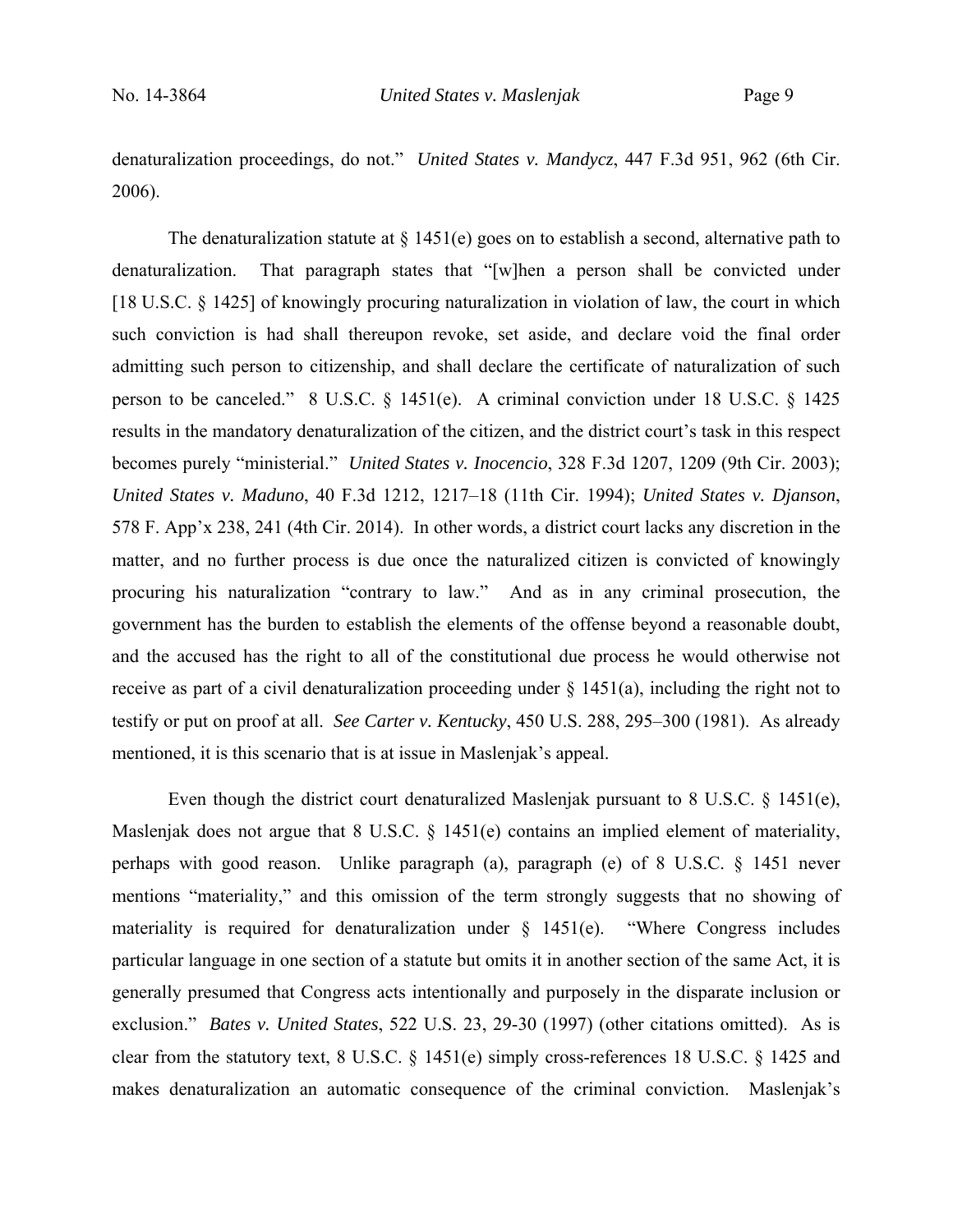denaturalization proceedings, do not." *United States v. Mandycz*, 447 F.3d 951, 962 (6th Cir. 2006).

The denaturalization statute at § 1451(e) goes on to establish a second, alternative path to denaturalization. That paragraph states that "[w]hen a person shall be convicted under [18 U.S.C. § 1425] of knowingly procuring naturalization in violation of law, the court in which such conviction is had shall thereupon revoke, set aside, and declare void the final order admitting such person to citizenship, and shall declare the certificate of naturalization of such person to be canceled." 8 U.S.C. § 1451(e). A criminal conviction under 18 U.S.C. § 1425 results in the mandatory denaturalization of the citizen, and the district court's task in this respect becomes purely "ministerial." *United States v. Inocencio*, 328 F.3d 1207, 1209 (9th Cir. 2003); *United States v. Maduno*, 40 F.3d 1212, 1217–18 (11th Cir. 1994); *United States v. Djanson*, 578 F. App'x 238, 241 (4th Cir. 2014). In other words, a district court lacks any discretion in the matter, and no further process is due once the naturalized citizen is convicted of knowingly procuring his naturalization "contrary to law." And as in any criminal prosecution, the government has the burden to establish the elements of the offense beyond a reasonable doubt, and the accused has the right to all of the constitutional due process he would otherwise not receive as part of a civil denaturalization proceeding under § 1451(a), including the right not to testify or put on proof at all. *See Carter v. Kentucky*, 450 U.S. 288, 295–300 (1981). As already mentioned, it is this scenario that is at issue in Maslenjak's appeal.

Even though the district court denaturalized Maslenjak pursuant to 8 U.S.C. § 1451(e), Maslenjak does not argue that 8 U.S.C. § 1451(e) contains an implied element of materiality, perhaps with good reason. Unlike paragraph (a), paragraph (e) of 8 U.S.C. § 1451 never mentions "materiality," and this omission of the term strongly suggests that no showing of materiality is required for denaturalization under § 1451(e). "Where Congress includes particular language in one section of a statute but omits it in another section of the same Act, it is generally presumed that Congress acts intentionally and purposely in the disparate inclusion or exclusion." *Bates v. United States*, 522 U.S. 23, 29-30 (1997) (other citations omitted). As is clear from the statutory text, 8 U.S.C. § 1451(e) simply cross-references 18 U.S.C. § 1425 and makes denaturalization an automatic consequence of the criminal conviction. Maslenjak's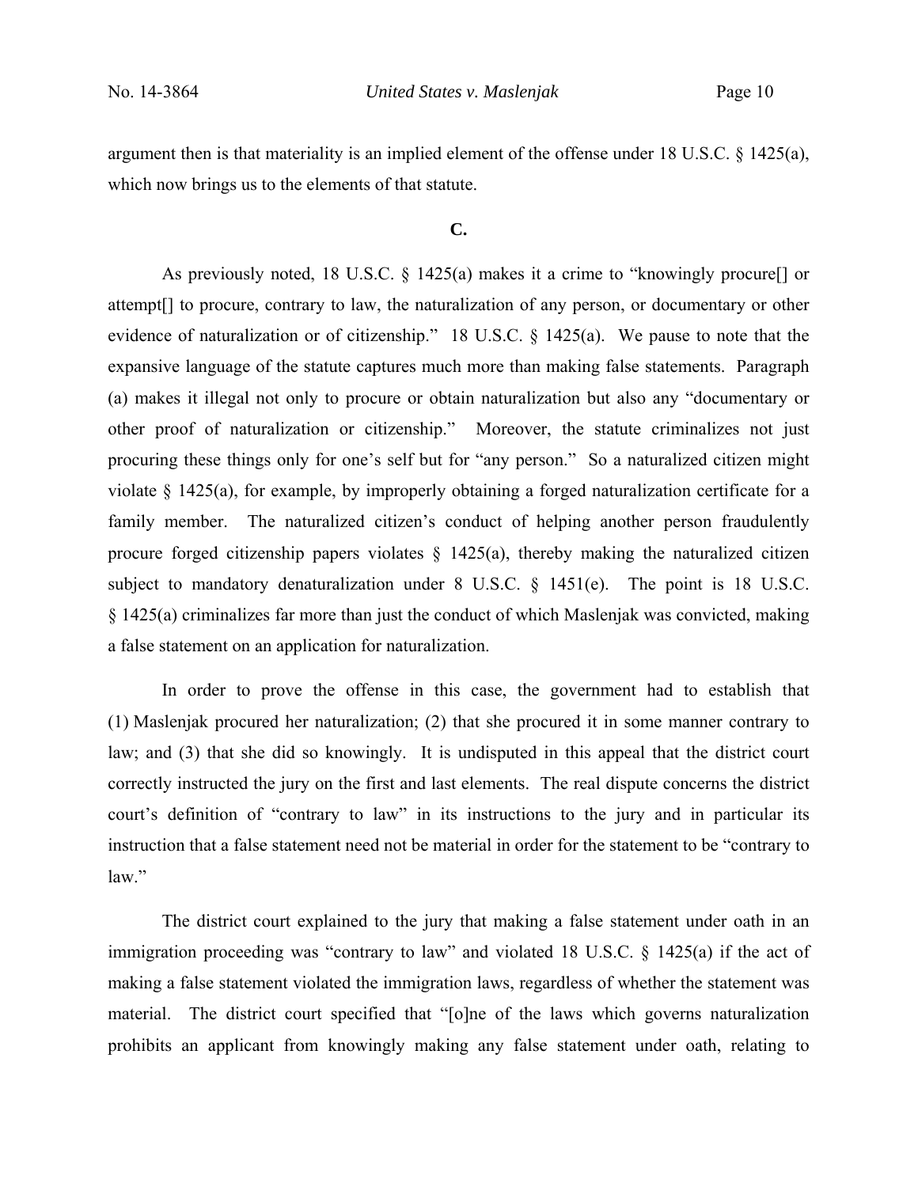argument then is that materiality is an implied element of the offense under 18 U.S.C. § 1425(a), which now brings us to the elements of that statute.

**C.**

As previously noted, 18 U.S.C. § 1425(a) makes it a crime to "knowingly procure[] or attempt[] to procure, contrary to law, the naturalization of any person, or documentary or other evidence of naturalization or of citizenship." 18 U.S.C. § 1425(a). We pause to note that the expansive language of the statute captures much more than making false statements. Paragraph (a) makes it illegal not only to procure or obtain naturalization but also any "documentary or other proof of naturalization or citizenship." Moreover, the statute criminalizes not just procuring these things only for one's self but for "any person." So a naturalized citizen might violate § 1425(a), for example, by improperly obtaining a forged naturalization certificate for a family member. The naturalized citizen's conduct of helping another person fraudulently procure forged citizenship papers violates § 1425(a), thereby making the naturalized citizen subject to mandatory denaturalization under 8 U.S.C. § 1451(e). The point is 18 U.S.C. § 1425(a) criminalizes far more than just the conduct of which Maslenjak was convicted, making a false statement on an application for naturalization.

In order to prove the offense in this case, the government had to establish that (1) Maslenjak procured her naturalization; (2) that she procured it in some manner contrary to law; and (3) that she did so knowingly. It is undisputed in this appeal that the district court correctly instructed the jury on the first and last elements. The real dispute concerns the district court's definition of "contrary to law" in its instructions to the jury and in particular its instruction that a false statement need not be material in order for the statement to be "contrary to law."

The district court explained to the jury that making a false statement under oath in an immigration proceeding was "contrary to law" and violated 18 U.S.C. § 1425(a) if the act of making a false statement violated the immigration laws, regardless of whether the statement was material. The district court specified that "[o]ne of the laws which governs naturalization prohibits an applicant from knowingly making any false statement under oath, relating to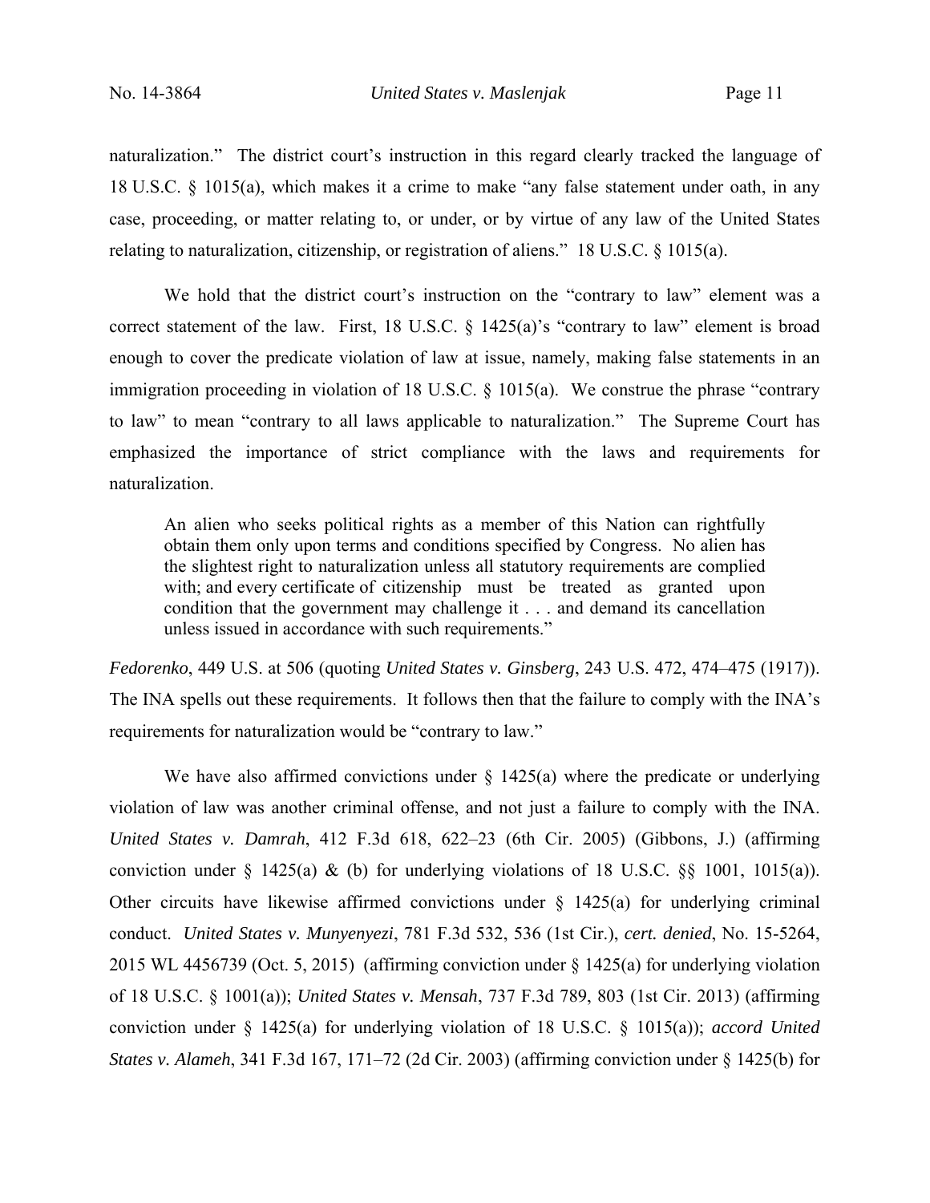naturalization." The district court's instruction in this regard clearly tracked the language of 18 U.S.C. § 1015(a), which makes it a crime to make "any false statement under oath, in any case, proceeding, or matter relating to, or under, or by virtue of any law of the United States relating to naturalization, citizenship, or registration of aliens." 18 U.S.C. § 1015(a).

We hold that the district court's instruction on the "contrary to law" element was a correct statement of the law. First, 18 U.S.C. § 1425(a)'s "contrary to law" element is broad enough to cover the predicate violation of law at issue, namely, making false statements in an immigration proceeding in violation of 18 U.S.C. § 1015(a). We construe the phrase "contrary to law" to mean "contrary to all laws applicable to naturalization." The Supreme Court has emphasized the importance of strict compliance with the laws and requirements for naturalization.

> An alien who seeks political rights as a member of this Nation can rightfully obtain them only upon terms and conditions specified by Congress. No alien has the slightest right to naturalization unless all statutory requirements are complied with; and every certificate of citizenship must be treated as granted upon condition that the government may challenge it . . . and demand its cancellation unless issued in accordance with such requirements."

*Fedorenko*, 449 U.S. at 506 (quoting *United States v. Ginsberg*, 243 U.S. 472, 474–475 (1917)). The INA spells out these requirements. It follows then that the failure to comply with the INA's requirements for naturalization would be "contrary to law."

We have also affirmed convictions under § 1425(a) where the predicate or underlying violation of law was another criminal offense, and not just a failure to comply with the INA. *United States v. Damrah*, 412 F.3d 618, 622–23 (6th Cir. 2005) (Gibbons, J.) (affirming conviction under § 1425(a) & (b) for underlying violations of 18 U.S.C. §§ 1001, 1015(a)). Other circuits have likewise affirmed convictions under § 1425(a) for underlying criminal conduct. *United States v. Munyenyezi*, 781 F.3d 532, 536 (1st Cir.), *cert. denied*, No. 15-5264, 2015 WL 4456739 (Oct. 5, 2015) (affirming conviction under § 1425(a) for underlying violation of 18 U.S.C. § 1001(a)); *United States v. Mensah*, 737 F.3d 789, 803 (1st Cir. 2013) (affirming conviction under § 1425(a) for underlying violation of 18 U.S.C. § 1015(a)); *accord United States v. Alameh*, 341 F.3d 167, 171–72 (2d Cir. 2003) (affirming conviction under § 1425(b) for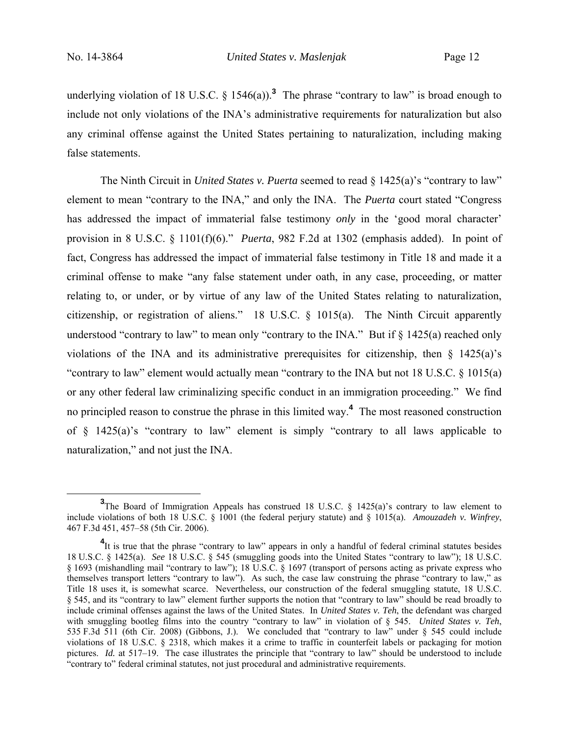underlying violation of 18 U.S.C. § 1546(a)).[3] The phrase "contrary to law" is broad enough to include not only violations of the INA's administrative requirements for naturalization but also any criminal offense against the United States pertaining to naturalization, including making false statements.

The Ninth Circuit in *United States v. Puerta* seemed to read § 1425(a)'s "contrary to law" element to mean "contrary to the INA," and only the INA. The *Puerta* court stated "Congress has addressed the impact of immaterial false testimony *only* in the 'good moral character' provision in 8 U.S.C. § 1101(f)(6)." *Puerta*, 982 F.2d at 1302 (emphasis added). In point of fact, Congress has addressed the impact of immaterial false testimony in Title 18 and made it a criminal offense to make "any false statement under oath, in any case, proceeding, or matter relating to, or under, or by virtue of any law of the United States relating to naturalization, citizenship, or registration of aliens." 18 U.S.C. § 1015(a). The Ninth Circuit apparently understood "contrary to law" to mean only "contrary to the INA." But if § 1425(a) reached only violations of the INA and its administrative prerequisites for citizenship, then § 1425(a)'s "contrary to law" element would actually mean "contrary to the INA but not 18 U.S.C. § 1015(a) or any other federal law criminalizing specific conduct in an immigration proceeding." We find no principled reason to construe the phrase in this limited way.[4] The most reasoned construction of § 1425(a)'s "contrary to law" element is simply "contrary to all laws applicable to naturalization," and not just the INA.

---

[3] The Board of Immigration Appeals has construed 18 U.S.C. § 1425(a)'s contrary to law element to include violations of both 18 U.S.C. § 1001 (the federal perjury statute) and § 1015(a). *Amouzadeh v. Winfrey*, 467 F.3d 451, 457–58 (5th Cir. 2006).

[4] It is true that the phrase "contrary to law" appears in only a handful of federal criminal statutes besides 18 U.S.C. § 1425(a). *See* 18 U.S.C. § 545 (smuggling goods into the United States "contrary to law"); 18 U.S.C. § 1693 (mishandling mail "contrary to law"); 18 U.S.C. § 1697 (transport of persons acting as private express who themselves transport letters "contrary to law"). As such, the case law construing the phrase "contrary to law," as Title 18 uses it, is somewhat scarce. Nevertheless, our construction of the federal smuggling statute, 18 U.S.C. § 545, and its "contrary to law" element further supports the notion that "contrary to law" should be read broadly to include criminal offenses against the laws of the United States. In *United States v. Teh*, the defendant was charged with smuggling bootleg films into the country "contrary to law" in violation of § 545. *United States v. Teh*, 535 F.3d 511 (6th Cir. 2008) (Gibbons, J.). We concluded that "contrary to law" under § 545 could include violations of 18 U.S.C. § 2318, which makes it a crime to traffic in counterfeit labels or packaging for motion pictures. *Id.* at 517–19. The case illustrates the principle that "contrary to law" should be understood to include "contrary to" federal criminal statutes, not just procedural and administrative requirements.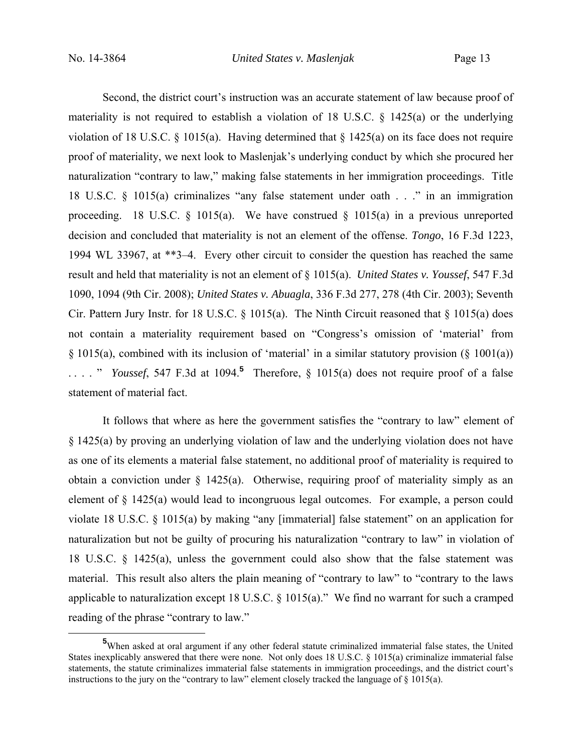Second, the district court's instruction was an accurate statement of law because proof of materiality is not required to establish a violation of 18 U.S.C. § 1425(a) or the underlying violation of 18 U.S.C. § 1015(a). Having determined that § 1425(a) on its face does not require proof of materiality, we next look to Maslenjak's underlying conduct by which she procured her naturalization "contrary to law," making false statements in her immigration proceedings. Title 18 U.S.C. § 1015(a) criminalizes "any false statement under oath . . ." in an immigration proceeding. 18 U.S.C. § 1015(a). We have construed § 1015(a) in a previous unreported decision and concluded that materiality is not an element of the offense. *Tongo*, 16 F.3d 1223, 1994 WL 33967, at **3–4. Every other circuit to consider the question has reached the same result and held that materiality is not an element of § 1015(a). *United States v. Youssef*, 547 F.3d 1090, 1094 (9th Cir. 2008); *United States v. Abuagla*, 336 F.3d 277, 278 (4th Cir. 2003); Seventh Cir. Pattern Jury Instr. for 18 U.S.C. § 1015(a). The Ninth Circuit reasoned that § 1015(a) does not contain a materiality requirement based on "Congress's omission of 'material' from § 1015(a), combined with its inclusion of 'material' in a similar statutory provision (§ 1001(a)) . . . ." *Youssef*, 547 F.3d at 1094.[5] Therefore, § 1015(a) does not require proof of a false statement of material fact.

It follows that where as here the government satisfies the "contrary to law" element of § 1425(a) by proving an underlying violation of law and the underlying violation does not have as one of its elements a material false statement, no additional proof of materiality is required to obtain a conviction under § 1425(a). Otherwise, requiring proof of materiality simply as an element of § 1425(a) would lead to incongruous legal outcomes. For example, a person could violate 18 U.S.C. § 1015(a) by making "any [immaterial] false statement" on an application for naturalization but not be guilty of procuring his naturalization "contrary to law" in violation of 18 U.S.C. § 1425(a), unless the government could also show that the false statement was material. This result also alters the plain meaning of "contrary to law" to "contrary to the laws applicable to naturalization except 18 U.S.C. § 1015(a)." We find no warrant for such a cramped reading of the phrase "contrary to law."

[5] When asked at oral argument if any other federal statute criminalized immaterial false states, the United States inexplicably answered that there were none. Not only does 18 U.S.C. § 1015(a) criminalize immaterial false statements, the statute criminalizes immaterial false statements in immigration proceedings, and the district court's instructions to the jury on the "contrary to law" element closely tracked the language of § 1015(a).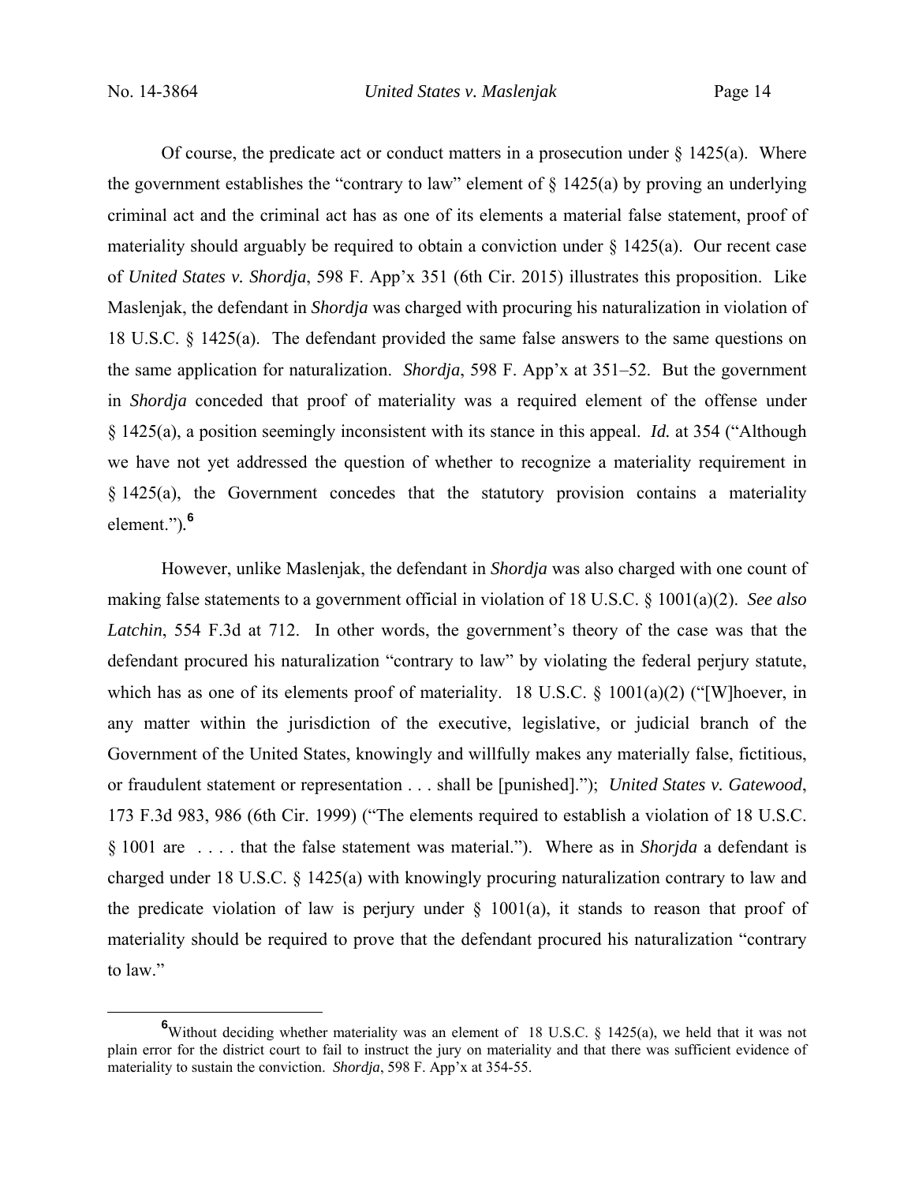Of course, the predicate act or conduct matters in a prosecution under § 1425(a). Where the government establishes the "contrary to law" element of § 1425(a) by proving an underlying criminal act and the criminal act has as one of its elements a material false statement, proof of materiality should arguably be required to obtain a conviction under § 1425(a). Our recent case of *United States v. Shordja*, 598 F. App'x 351 (6th Cir. 2015) illustrates this proposition. Like Maslenjak, the defendant in *Shordja* was charged with procuring his naturalization in violation of 18 U.S.C. § 1425(a). The defendant provided the same false answers to the same questions on the same application for naturalization. *Shordja*, 598 F. App'x at 351–52. But the government in *Shordja* conceded that proof of materiality was a required element of the offense under § 1425(a), a position seemingly inconsistent with its stance in this appeal. *Id.* at 354 ("Although we have not yet addressed the question of whether to recognize a materiality requirement in § 1425(a), the Government concedes that the statutory provision contains a materiality element.").[6]

However, unlike Maslenjak, the defendant in *Shordja* was also charged with one count of making false statements to a government official in violation of 18 U.S.C. § 1001(a)(2). *See also Latchin*, 554 F.3d at 712. In other words, the government's theory of the case was that the defendant procured his naturalization "contrary to law" by violating the federal perjury statute, which has as one of its elements proof of materiality. 18 U.S.C. § 1001(a)(2) ("[W]hoever, in any matter within the jurisdiction of the executive, legislative, or judicial branch of the Government of the United States, knowingly and willfully makes any materially false, fictitious, or fraudulent statement or representation . . . shall be [punished]."); *United States v. Gatewood*, 173 F.3d 983, 986 (6th Cir. 1999) ("The elements required to establish a violation of 18 U.S.C. § 1001 are . . . . that the false statement was material."). Where as in *Shorjda* a defendant is charged under 18 U.S.C. § 1425(a) with knowingly procuring naturalization contrary to law and the predicate violation of law is perjury under § 1001(a), it stands to reason that proof of materiality should be required to prove that the defendant procured his naturalization "contrary to law."

[6] Without deciding whether materiality was an element of 18 U.S.C. § 1425(a), we held that it was not plain error for the district court to fail to instruct the jury on materiality and that there was sufficient evidence of materiality to sustain the conviction. *Shordja*, 598 F. App'x at 354-55.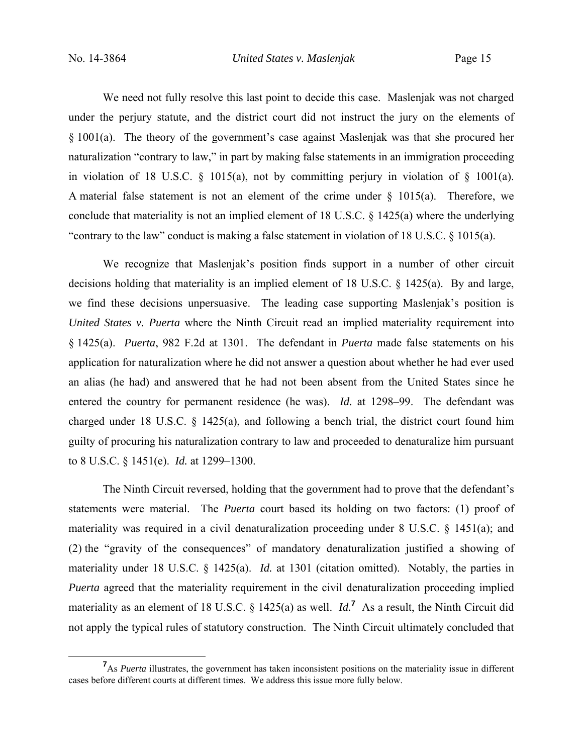We need not fully resolve this last point to decide this case. Maslenjak was not charged under the perjury statute, and the district court did not instruct the jury on the elements of § 1001(a). The theory of the government's case against Maslenjak was that she procured her naturalization "contrary to law," in part by making false statements in an immigration proceeding in violation of 18 U.S.C. § 1015(a), not by committing perjury in violation of § 1001(a). A material false statement is not an element of the crime under § 1015(a). Therefore, we conclude that materiality is not an implied element of 18 U.S.C. § 1425(a) where the underlying "contrary to the law" conduct is making a false statement in violation of 18 U.S.C. § 1015(a).

We recognize that Maslenjak's position finds support in a number of other circuit decisions holding that materiality is an implied element of 18 U.S.C. § 1425(a). By and large, we find these decisions unpersuasive. The leading case supporting Maslenjak's position is *United States v. Puerta* where the Ninth Circuit read an implied materiality requirement into § 1425(a). *Puerta*, 982 F.2d at 1301. The defendant in *Puerta* made false statements on his application for naturalization where he did not answer a question about whether he had ever used an alias (he had) and answered that he had not been absent from the United States since he entered the country for permanent residence (he was). *Id.* at 1298–99. The defendant was charged under 18 U.S.C. § 1425(a), and following a bench trial, the district court found him guilty of procuring his naturalization contrary to law and proceeded to denaturalize him pursuant to 8 U.S.C. § 1451(e). *Id.* at 1299–1300.

The Ninth Circuit reversed, holding that the government had to prove that the defendant's statements were material. The *Puerta* court based its holding on two factors: (1) proof of materiality was required in a civil denaturalization proceeding under 8 U.S.C. § 1451(a); and (2) the "gravity of the consequences" of mandatory denaturalization justified a showing of materiality under 18 U.S.C. § 1425(a). *Id.* at 1301 (citation omitted). Notably, the parties in *Puerta* agreed that the materiality requirement in the civil denaturalization proceeding implied materiality as an element of 18 U.S.C. § 1425(a) as well. *Id.*[7] As a result, the Ninth Circuit did not apply the typical rules of statutory construction. The Ninth Circuit ultimately concluded that

[7] As *Puerta* illustrates, the government has taken inconsistent positions on the materiality issue in different cases before different courts at different times. We address this issue more fully below.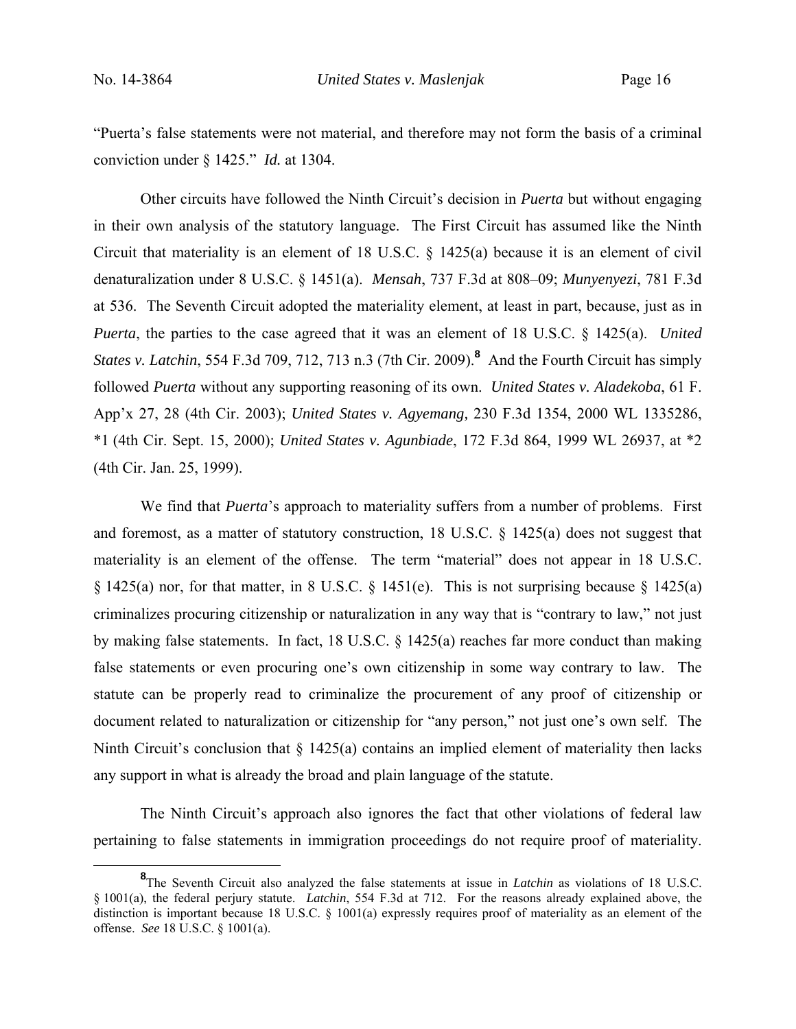"Puerta's false statements were not material, and therefore may not form the basis of a criminal conviction under § 1425." *Id.* at 1304.

Other circuits have followed the Ninth Circuit's decision in *Puerta* but without engaging in their own analysis of the statutory language. The First Circuit has assumed like the Ninth Circuit that materiality is an element of 18 U.S.C. § 1425(a) because it is an element of civil denaturalization under 8 U.S.C. § 1451(a). *Mensah*, 737 F.3d at 808–09; *Munyenyezi*, 781 F.3d at 536. The Seventh Circuit adopted the materiality element, at least in part, because, just as in *Puerta*, the parties to the case agreed that it was an element of 18 U.S.C. § 1425(a). *United States v. Latchin*, 554 F.3d 709, 712, 713 n.3 (7th Cir. 2009).[8] And the Fourth Circuit has simply followed *Puerta* without any supporting reasoning of its own. *United States v. Aladekoba*, 61 F. App'x 27, 28 (4th Cir. 2003); *United States v. Agyemang,* 230 F.3d 1354, 2000 WL 1335286, \*1 (4th Cir. Sept. 15, 2000); *United States v. Agunbiade*, 172 F.3d 864, 1999 WL 26937, at \*2 (4th Cir. Jan. 25, 1999).

We find that *Puerta*'s approach to materiality suffers from a number of problems. First and foremost, as a matter of statutory construction, 18 U.S.C. § 1425(a) does not suggest that materiality is an element of the offense. The term "material" does not appear in 18 U.S.C. § 1425(a) nor, for that matter, in 8 U.S.C. § 1451(e). This is not surprising because § 1425(a) criminalizes procuring citizenship or naturalization in any way that is "contrary to law," not just by making false statements. In fact, 18 U.S.C. § 1425(a) reaches far more conduct than making false statements or even procuring one's own citizenship in some way contrary to law. The statute can be properly read to criminalize the procurement of any proof of citizenship or document related to naturalization or citizenship for "any person," not just one's own self. The Ninth Circuit's conclusion that § 1425(a) contains an implied element of materiality then lacks any support in what is already the broad and plain language of the statute.

The Ninth Circuit's approach also ignores the fact that other violations of federal law pertaining to false statements in immigration proceedings do not require proof of materiality.

---

[8] The Seventh Circuit also analyzed the false statements at issue in *Latchin* as violations of 18 U.S.C. § 1001(a), the federal perjury statute. *Latchin*, 554 F.3d at 712. For the reasons already explained above, the distinction is important because 18 U.S.C. § 1001(a) expressly requires proof of materiality as an element of the offense. *See* 18 U.S.C. § 1001(a).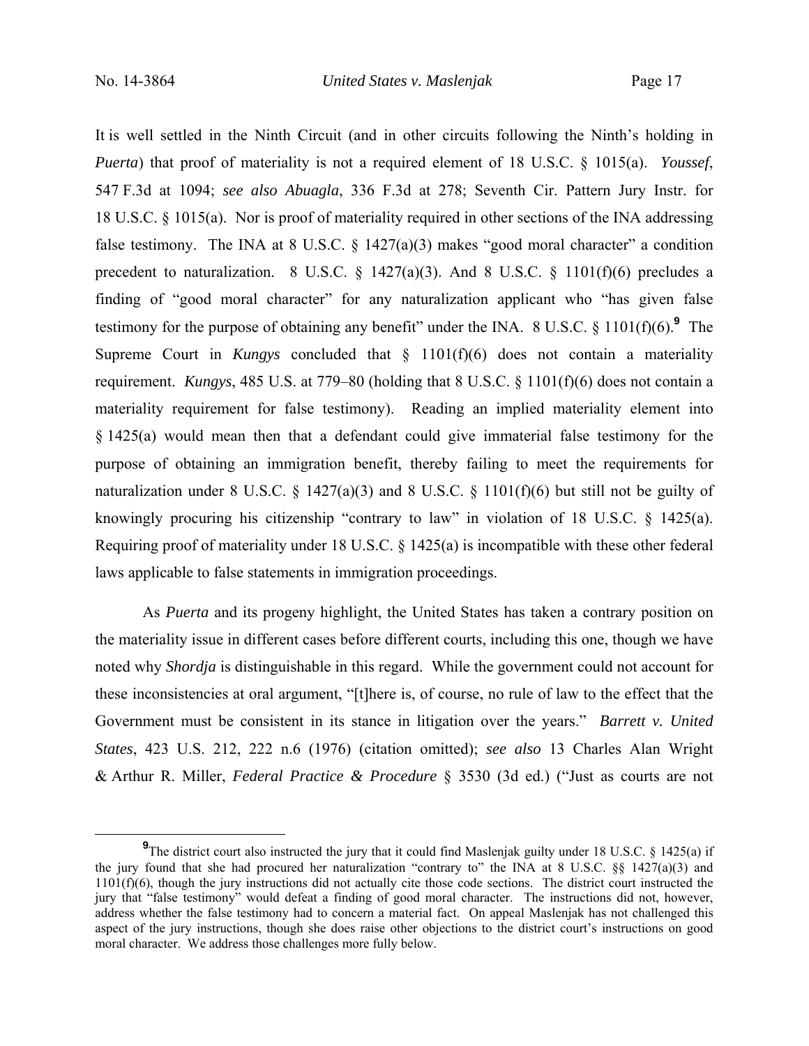It is well settled in the Ninth Circuit (and in other circuits following the Ninth's holding in *Puerta*) that proof of materiality is not a required element of 18 U.S.C. § 1015(a). *Youssef*, 547 F.3d at 1094; *see also Abuagla*, 336 F.3d at 278; Seventh Cir. Pattern Jury Instr. for 18 U.S.C. § 1015(a). Nor is proof of materiality required in other sections of the INA addressing false testimony. The INA at 8 U.S.C. § 1427(a)(3) makes "good moral character" a condition precedent to naturalization. 8 U.S.C. § 1427(a)(3). And 8 U.S.C. § 1101(f)(6) precludes a finding of "good moral character" for any naturalization applicant who "has given false testimony for the purpose of obtaining any benefit" under the INA. 8 U.S.C. § 1101(f)(6).[9] The Supreme Court in *Kungys* concluded that § 1101(f)(6) does not contain a materiality requirement. *Kungys*, 485 U.S. at 779–80 (holding that 8 U.S.C. § 1101(f)(6) does not contain a materiality requirement for false testimony). Reading an implied materiality element into § 1425(a) would mean then that a defendant could give immaterial false testimony for the purpose of obtaining an immigration benefit, thereby failing to meet the requirements for naturalization under 8 U.S.C. § 1427(a)(3) and 8 U.S.C. § 1101(f)(6) but still not be guilty of knowingly procuring his citizenship "contrary to law" in violation of 18 U.S.C. § 1425(a). Requiring proof of materiality under 18 U.S.C. § 1425(a) is incompatible with these other federal laws applicable to false statements in immigration proceedings.

As *Puerta* and its progeny highlight, the United States has taken a contrary position on the materiality issue in different cases before different courts, including this one, though we have noted why *Shordja* is distinguishable in this regard. While the government could not account for these inconsistencies at oral argument, "[t]here is, of course, no rule of law to the effect that the Government must be consistent in its stance in litigation over the years." *Barrett v. United States*, 423 U.S. 212, 222 n.6 (1976) (citation omitted); *see also* 13 Charles Alan Wright & Arthur R. Miller, *Federal Practice & Procedure* § 3530 (3d ed.) ("Just as courts are not

---

[9] The district court also instructed the jury that it could find Maslenjak guilty under 18 U.S.C. § 1425(a) if the jury found that she had procured her naturalization "contrary to" the INA at 8 U.S.C. §§ 1427(a)(3) and 1101(f)(6), though the jury instructions did not actually cite those code sections. The district court instructed the jury that "false testimony" would defeat a finding of good moral character. The instructions did not, however, address whether the false testimony had to concern a material fact. On appeal Maslenjak has not challenged this aspect of the jury instructions, though she does raise other objections to the district court's instructions on good moral character. We address those challenges more fully below.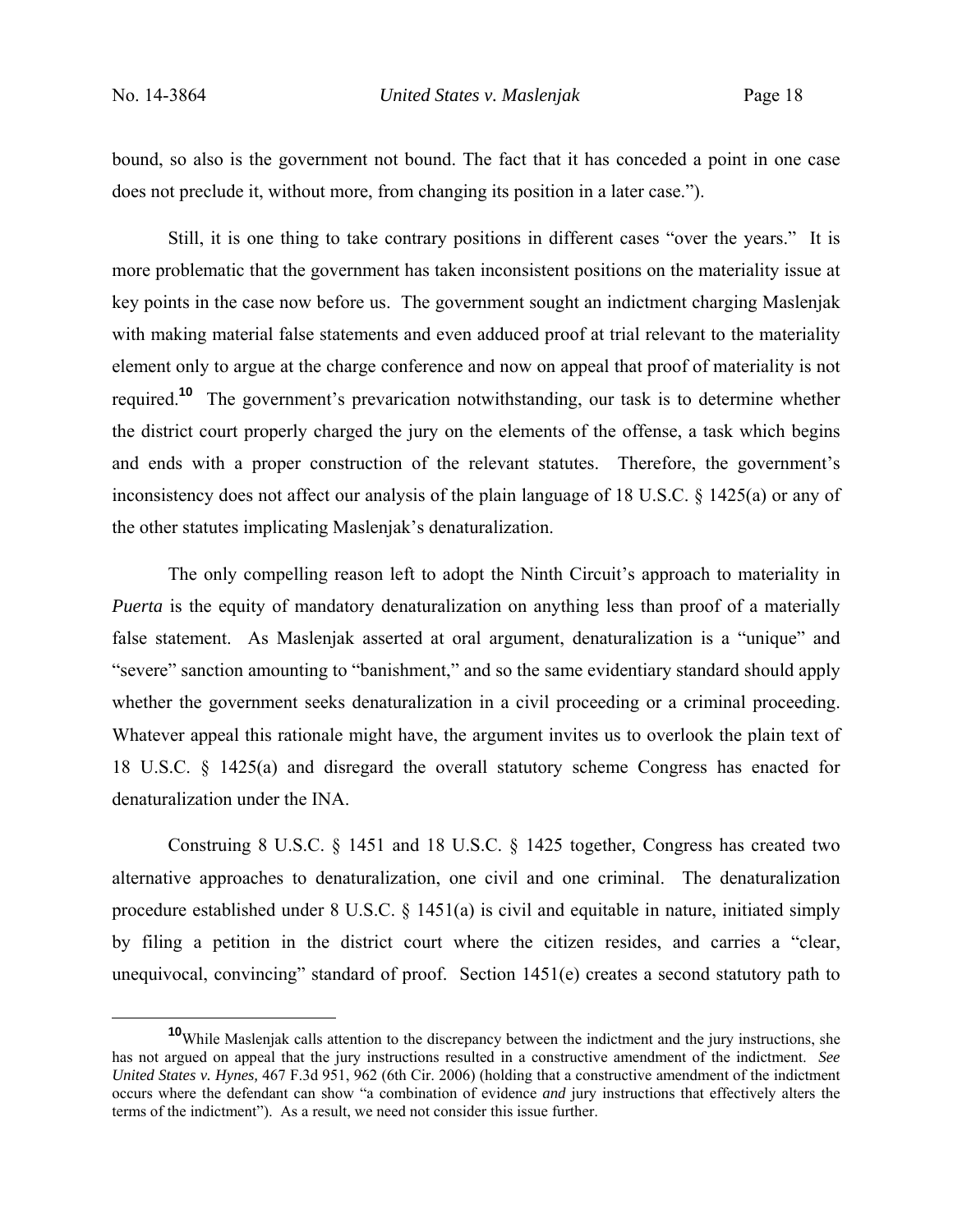bound, so also is the government not bound. The fact that it has conceded a point in one case does not preclude it, without more, from changing its position in a later case.").

Still, it is one thing to take contrary positions in different cases "over the years." It is more problematic that the government has taken inconsistent positions on the materiality issue at key points in the case now before us. The government sought an indictment charging Maslenjak with making material false statements and even adduced proof at trial relevant to the materiality element only to argue at the charge conference and now on appeal that proof of materiality is not required.[10] The government's prevarication notwithstanding, our task is to determine whether the district court properly charged the jury on the elements of the offense, a task which begins and ends with a proper construction of the relevant statutes. Therefore, the government's inconsistency does not affect our analysis of the plain language of 18 U.S.C. § 1425(a) or any of the other statutes implicating Maslenjak's denaturalization.

The only compelling reason left to adopt the Ninth Circuit's approach to materiality in *Puerta* is the equity of mandatory denaturalization on anything less than proof of a materially false statement. As Maslenjak asserted at oral argument, denaturalization is a "unique" and "severe" sanction amounting to "banishment," and so the same evidentiary standard should apply whether the government seeks denaturalization in a civil proceeding or a criminal proceeding. Whatever appeal this rationale might have, the argument invites us to overlook the plain text of 18 U.S.C. § 1425(a) and disregard the overall statutory scheme Congress has enacted for denaturalization under the INA.

Construing 8 U.S.C. § 1451 and 18 U.S.C. § 1425 together, Congress has created two alternative approaches to denaturalization, one civil and one criminal. The denaturalization procedure established under 8 U.S.C. § 1451(a) is civil and equitable in nature, initiated simply by filing a petition in the district court where the citizen resides, and carries a "clear, unequivocal, convincing" standard of proof. Section 1451(e) creates a second statutory path to

[10] While Maslenjak calls attention to the discrepancy between the indictment and the jury instructions, she has not argued on appeal that the jury instructions resulted in a constructive amendment of the indictment. *See United States v. Hynes,* 467 F.3d 951, 962 (6th Cir. 2006) (holding that a constructive amendment of the indictment occurs where the defendant can show "a combination of evidence *and* jury instructions that effectively alters the terms of the indictment"). As a result, we need not consider this issue further.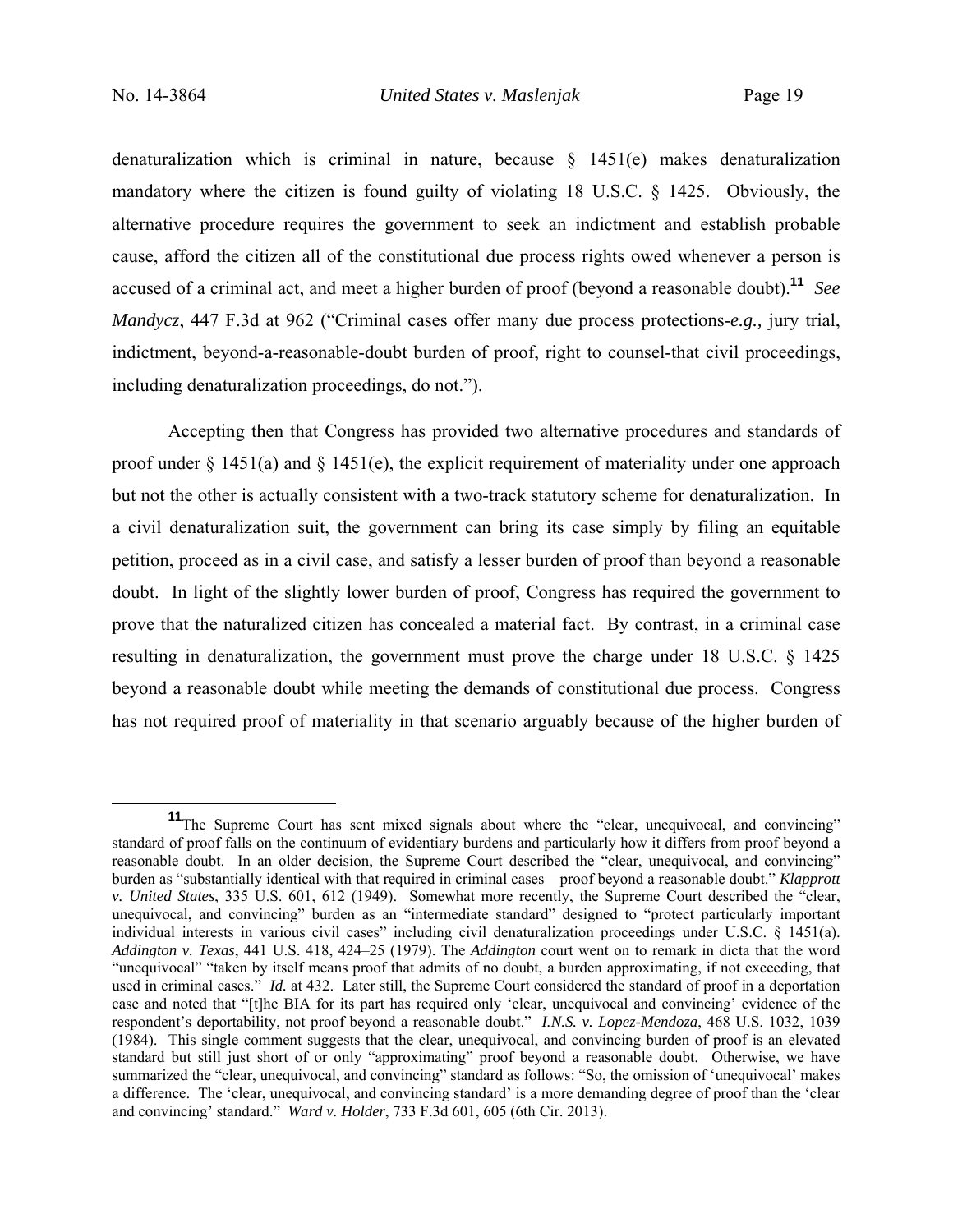denaturalization which is criminal in nature, because § 1451(e) makes denaturalization mandatory where the citizen is found guilty of violating 18 U.S.C. § 1425. Obviously, the alternative procedure requires the government to seek an indictment and establish probable cause, afford the citizen all of the constitutional due process rights owed whenever a person is accused of a criminal act, and meet a higher burden of proof (beyond a reasonable doubt).[11] *See Mandycz*, 447 F.3d at 962 ("Criminal cases offer many due process protections-*e.g.,* jury trial, indictment, beyond-a-reasonable-doubt burden of proof, right to counsel-that civil proceedings, including denaturalization proceedings, do not.").

Accepting then that Congress has provided two alternative procedures and standards of proof under § 1451(a) and § 1451(e), the explicit requirement of materiality under one approach but not the other is actually consistent with a two-track statutory scheme for denaturalization. In a civil denaturalization suit, the government can bring its case simply by filing an equitable petition, proceed as in a civil case, and satisfy a lesser burden of proof than beyond a reasonable doubt. In light of the slightly lower burden of proof, Congress has required the government to prove that the naturalized citizen has concealed a material fact. By contrast, in a criminal case resulting in denaturalization, the government must prove the charge under 18 U.S.C. § 1425 beyond a reasonable doubt while meeting the demands of constitutional due process. Congress has not required proof of materiality in that scenario arguably because of the higher burden of

---

[11] The Supreme Court has sent mixed signals about where the "clear, unequivocal, and convincing" standard of proof falls on the continuum of evidentiary burdens and particularly how it differs from proof beyond a reasonable doubt. In an older decision, the Supreme Court described the "clear, unequivocal, and convincing" burden as "substantially identical with that required in criminal cases—proof beyond a reasonable doubt." *Klapprott v. United States*, 335 U.S. 601, 612 (1949). Somewhat more recently, the Supreme Court described the "clear, unequivocal, and convincing" burden as an "intermediate standard" designed to "protect particularly important individual interests in various civil cases" including civil denaturalization proceedings under U.S.C. § 1451(a). *Addington v. Texas*, 441 U.S. 418, 424–25 (1979). The *Addington* court went on to remark in dicta that the word "unequivocal" "taken by itself means proof that admits of no doubt, a burden approximating, if not exceeding, that used in criminal cases." *Id.* at 432. Later still, the Supreme Court considered the standard of proof in a deportation case and noted that "[t]he BIA for its part has required only 'clear, unequivocal and convincing' evidence of the respondent's deportability, not proof beyond a reasonable doubt." *I.N.S. v. Lopez-Mendoza*, 468 U.S. 1032, 1039 (1984). This single comment suggests that the clear, unequivocal, and convincing burden of proof is an elevated standard but still just short of or only "approximating" proof beyond a reasonable doubt. Otherwise, we have summarized the "clear, unequivocal, and convincing" standard as follows: "So, the omission of 'unequivocal' makes a difference. The 'clear, unequivocal, and convincing standard' is a more demanding degree of proof than the 'clear and convincing' standard." *Ward v. Holder*, 733 F.3d 601, 605 (6th Cir. 2013).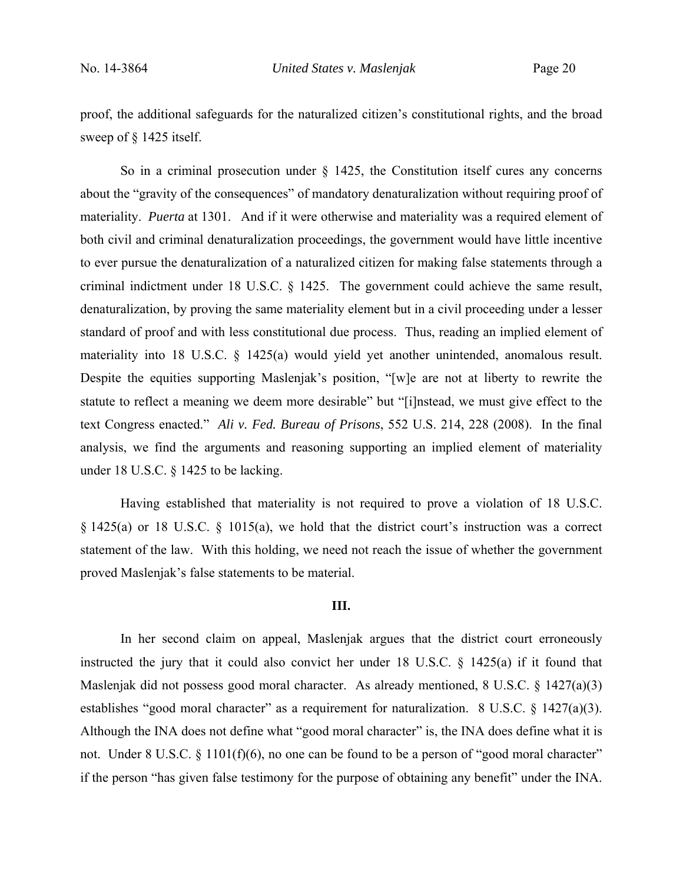proof, the additional safeguards for the naturalized citizen's constitutional rights, and the broad sweep of § 1425 itself.

So in a criminal prosecution under § 1425, the Constitution itself cures any concerns about the "gravity of the consequences" of mandatory denaturalization without requiring proof of materiality. *Puerta* at 1301. And if it were otherwise and materiality was a required element of both civil and criminal denaturalization proceedings, the government would have little incentive to ever pursue the denaturalization of a naturalized citizen for making false statements through a criminal indictment under 18 U.S.C. § 1425. The government could achieve the same result, denaturalization, by proving the same materiality element but in a civil proceeding under a lesser standard of proof and with less constitutional due process. Thus, reading an implied element of materiality into 18 U.S.C. § 1425(a) would yield yet another unintended, anomalous result. Despite the equities supporting Maslenjak's position, "[w]e are not at liberty to rewrite the statute to reflect a meaning we deem more desirable" but "[i]nstead, we must give effect to the text Congress enacted." *Ali v. Fed. Bureau of Prisons*, 552 U.S. 214, 228 (2008). In the final analysis, we find the arguments and reasoning supporting an implied element of materiality under 18 U.S.C. § 1425 to be lacking.

Having established that materiality is not required to prove a violation of 18 U.S.C. § 1425(a) or 18 U.S.C. § 1015(a), we hold that the district court's instruction was a correct statement of the law. With this holding, we need not reach the issue of whether the government proved Maslenjak's false statements to be material.

### III.

In her second claim on appeal, Maslenjak argues that the district court erroneously instructed the jury that it could also convict her under 18 U.S.C. § 1425(a) if it found that Maslenjak did not possess good moral character. As already mentioned, 8 U.S.C. § 1427(a)(3) establishes "good moral character" as a requirement for naturalization. 8 U.S.C. § 1427(a)(3). Although the INA does not define what "good moral character" is, the INA does define what it is not. Under 8 U.S.C. § 1101(f)(6), no one can be found to be a person of "good moral character" if the person "has given false testimony for the purpose of obtaining any benefit" under the INA.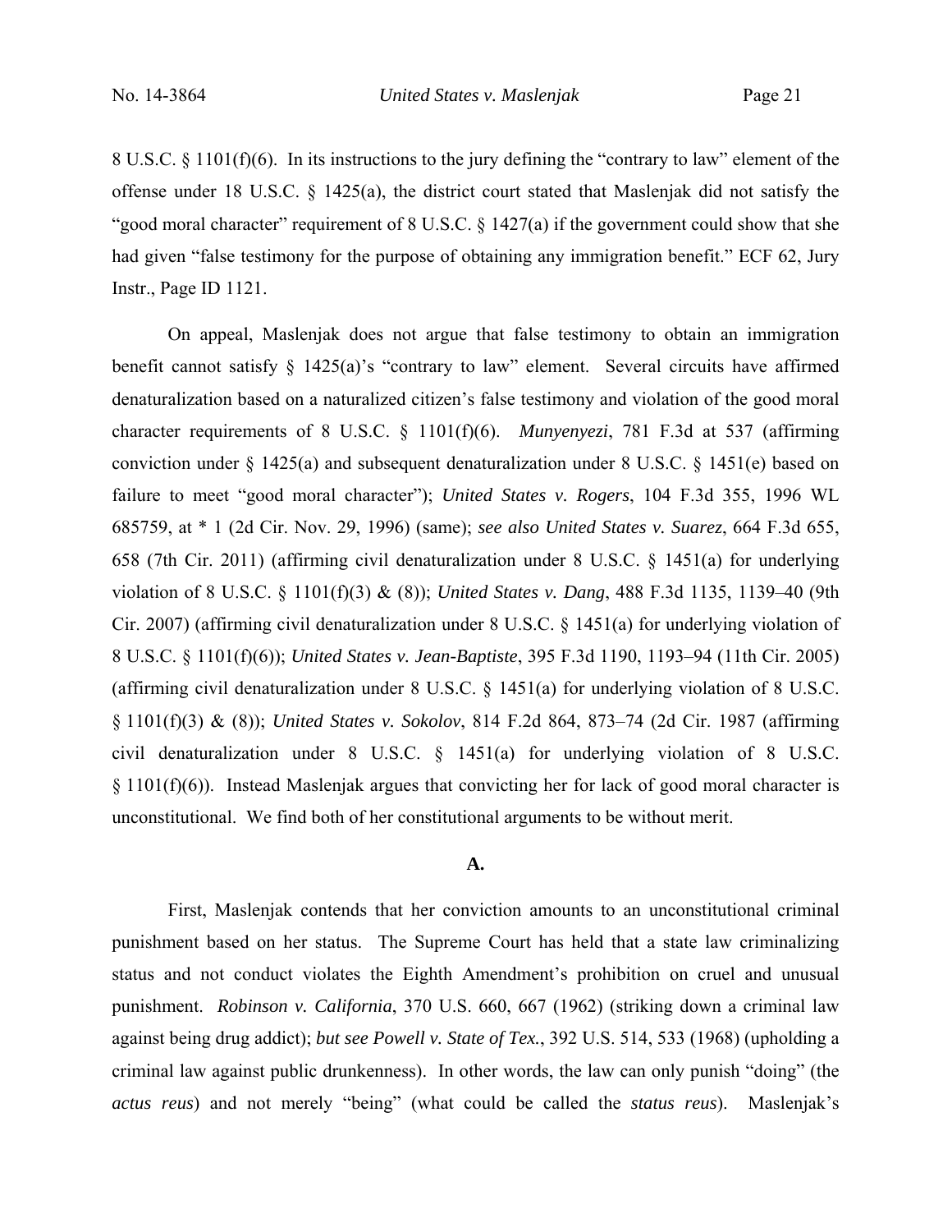8 U.S.C. § 1101(f)(6). In its instructions to the jury defining the "contrary to law" element of the offense under 18 U.S.C. § 1425(a), the district court stated that Maslenjak did not satisfy the "good moral character" requirement of 8 U.S.C. § 1427(a) if the government could show that she had given "false testimony for the purpose of obtaining any immigration benefit." ECF 62, Jury Instr., Page ID 1121.

On appeal, Maslenjak does not argue that false testimony to obtain an immigration benefit cannot satisfy § 1425(a)'s "contrary to law" element. Several circuits have affirmed denaturalization based on a naturalized citizen's false testimony and violation of the good moral character requirements of 8 U.S.C. § 1101(f)(6). *Munyenyezi*, 781 F.3d at 537 (affirming conviction under § 1425(a) and subsequent denaturalization under 8 U.S.C. § 1451(e) based on failure to meet "good moral character"); *United States v. Rogers*, 104 F.3d 355, 1996 WL 685759, at * 1 (2d Cir. Nov. 29, 1996) (same); *see also United States v. Suarez*, 664 F.3d 655, 658 (7th Cir. 2011) (affirming civil denaturalization under 8 U.S.C. § 1451(a) for underlying violation of 8 U.S.C. § 1101(f)(3) & (8)); *United States v. Dang*, 488 F.3d 1135, 1139–40 (9th Cir. 2007) (affirming civil denaturalization under 8 U.S.C. § 1451(a) for underlying violation of 8 U.S.C. § 1101(f)(6)); *United States v. Jean-Baptiste*, 395 F.3d 1190, 1193–94 (11th Cir. 2005) (affirming civil denaturalization under 8 U.S.C. § 1451(a) for underlying violation of 8 U.S.C. § 1101(f)(3) & (8)); *United States v. Sokolov*, 814 F.2d 864, 873–74 (2d Cir. 1987 (affirming civil denaturalization under 8 U.S.C. § 1451(a) for underlying violation of 8 U.S.C. § 1101(f)(6)). Instead Maslenjak argues that convicting her for lack of good moral character is unconstitutional. We find both of her constitutional arguments to be without merit.

### A.

First, Maslenjak contends that her conviction amounts to an unconstitutional criminal punishment based on her status. The Supreme Court has held that a state law criminalizing status and not conduct violates the Eighth Amendment's prohibition on cruel and unusual punishment. *Robinson v. California*, 370 U.S. 660, 667 (1962) (striking down a criminal law against being drug addict); *but see Powell v. State of Tex.*, 392 U.S. 514, 533 (1968) (upholding a criminal law against public drunkenness). In other words, the law can only punish "doing" (the *actus reus*) and not merely "being" (what could be called the *status reus*). Maslenjak's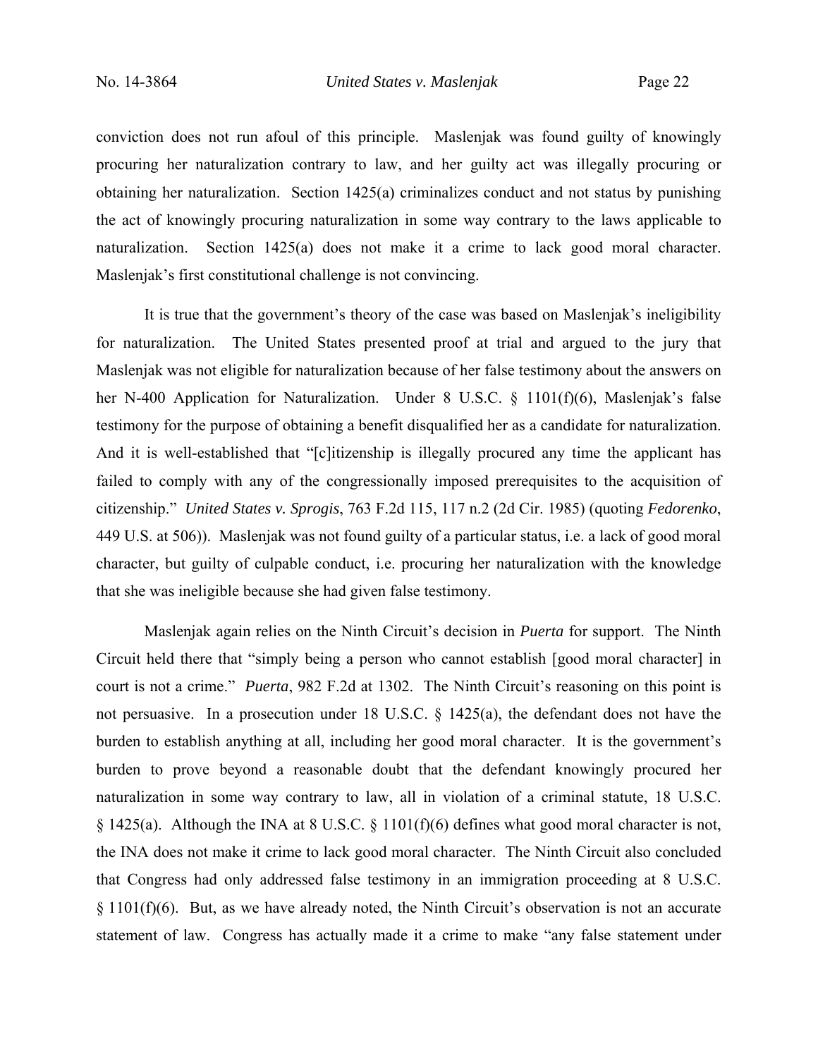conviction does not run afoul of this principle. Maslenjak was found guilty of knowingly procuring her naturalization contrary to law, and her guilty act was illegally procuring or obtaining her naturalization. Section 1425(a) criminalizes conduct and not status by punishing the act of knowingly procuring naturalization in some way contrary to the laws applicable to naturalization. Section 1425(a) does not make it a crime to lack good moral character. Maslenjak's first constitutional challenge is not convincing.

It is true that the government's theory of the case was based on Maslenjak's ineligibility for naturalization. The United States presented proof at trial and argued to the jury that Maslenjak was not eligible for naturalization because of her false testimony about the answers on her N-400 Application for Naturalization. Under 8 U.S.C. § 1101(f)(6), Maslenjak's false testimony for the purpose of obtaining a benefit disqualified her as a candidate for naturalization. And it is well-established that "[c]itizenship is illegally procured any time the applicant has failed to comply with any of the congressionally imposed prerequisites to the acquisition of citizenship." *United States v. Sprogis*, 763 F.2d 115, 117 n.2 (2d Cir. 1985) (quoting *Fedorenko*, 449 U.S. at 506)). Maslenjak was not found guilty of a particular status, i.e. a lack of good moral character, but guilty of culpable conduct, i.e. procuring her naturalization with the knowledge that she was ineligible because she had given false testimony.

Maslenjak again relies on the Ninth Circuit's decision in *Puerta* for support. The Ninth Circuit held there that "simply being a person who cannot establish [good moral character] in court is not a crime." *Puerta*, 982 F.2d at 1302. The Ninth Circuit's reasoning on this point is not persuasive. In a prosecution under 18 U.S.C. § 1425(a), the defendant does not have the burden to establish anything at all, including her good moral character. It is the government's burden to prove beyond a reasonable doubt that the defendant knowingly procured her naturalization in some way contrary to law, all in violation of a criminal statute, 18 U.S.C. § 1425(a). Although the INA at 8 U.S.C. § 1101(f)(6) defines what good moral character is not, the INA does not make it crime to lack good moral character. The Ninth Circuit also concluded that Congress had only addressed false testimony in an immigration proceeding at 8 U.S.C. § 1101(f)(6). But, as we have already noted, the Ninth Circuit's observation is not an accurate statement of law. Congress has actually made it a crime to make "any false statement under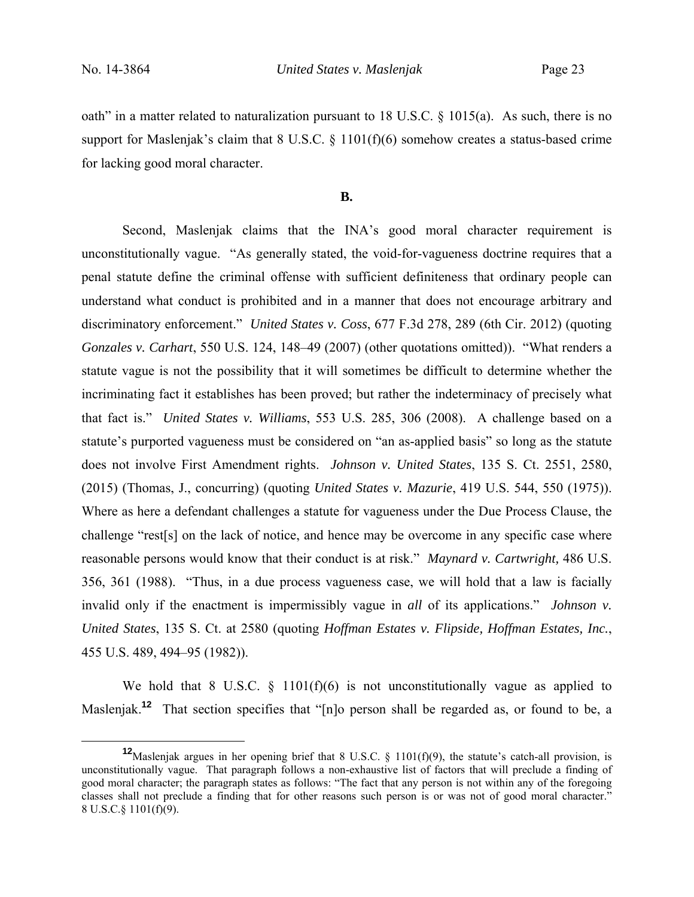oath" in a matter related to naturalization pursuant to 18 U.S.C. § 1015(a). As such, there is no support for Maslenjak's claim that 8 U.S.C. § 1101(f)(6) somehow creates a status-based crime for lacking good moral character.

**B.**

Second, Maslenjak claims that the INA's good moral character requirement is unconstitutionally vague. "As generally stated, the void-for-vagueness doctrine requires that a penal statute define the criminal offense with sufficient definiteness that ordinary people can understand what conduct is prohibited and in a manner that does not encourage arbitrary and discriminatory enforcement." *United States v. Coss*, 677 F.3d 278, 289 (6th Cir. 2012) (quoting *Gonzales v. Carhart*, 550 U.S. 124, 148–49 (2007) (other quotations omitted)). "What renders a statute vague is not the possibility that it will sometimes be difficult to determine whether the incriminating fact it establishes has been proved; but rather the indeterminacy of precisely what that fact is." *United States v. Williams*, 553 U.S. 285, 306 (2008). A challenge based on a statute's purported vagueness must be considered on "an as-applied basis" so long as the statute does not involve First Amendment rights. *Johnson v. United States*, 135 S. Ct. 2551, 2580, (2015) (Thomas, J., concurring) (quoting *United States v. Mazurie*, 419 U.S. 544, 550 (1975)). Where as here a defendant challenges a statute for vagueness under the Due Process Clause, the challenge "rest[s] on the lack of notice, and hence may be overcome in any specific case where reasonable persons would know that their conduct is at risk." *Maynard v. Cartwright,* 486 U.S. 356, 361 (1988). "Thus, in a due process vagueness case, we will hold that a law is facially invalid only if the enactment is impermissibly vague in *all* of its applications." *Johnson v. United States*, 135 S. Ct. at 2580 (quoting *Hoffman Estates v. Flipside, Hoffman Estates, Inc.*, 455 U.S. 489, 494–95 (1982)).

We hold that 8 U.S.C. § 1101(f)(6) is not unconstitutionally vague as applied to Maslenjak.[12] That section specifies that "[n]o person shall be regarded as, or found to be, a

[12] Maslenjak argues in her opening brief that 8 U.S.C. § 1101(f)(9), the statute's catch-all provision, is unconstitutionally vague. That paragraph follows a non-exhaustive list of factors that will preclude a finding of good moral character; the paragraph states as follows: "The fact that any person is not within any of the foregoing classes shall not preclude a finding that for other reasons such person is or was not of good moral character." 8 U.S.C.§ 1101(f)(9).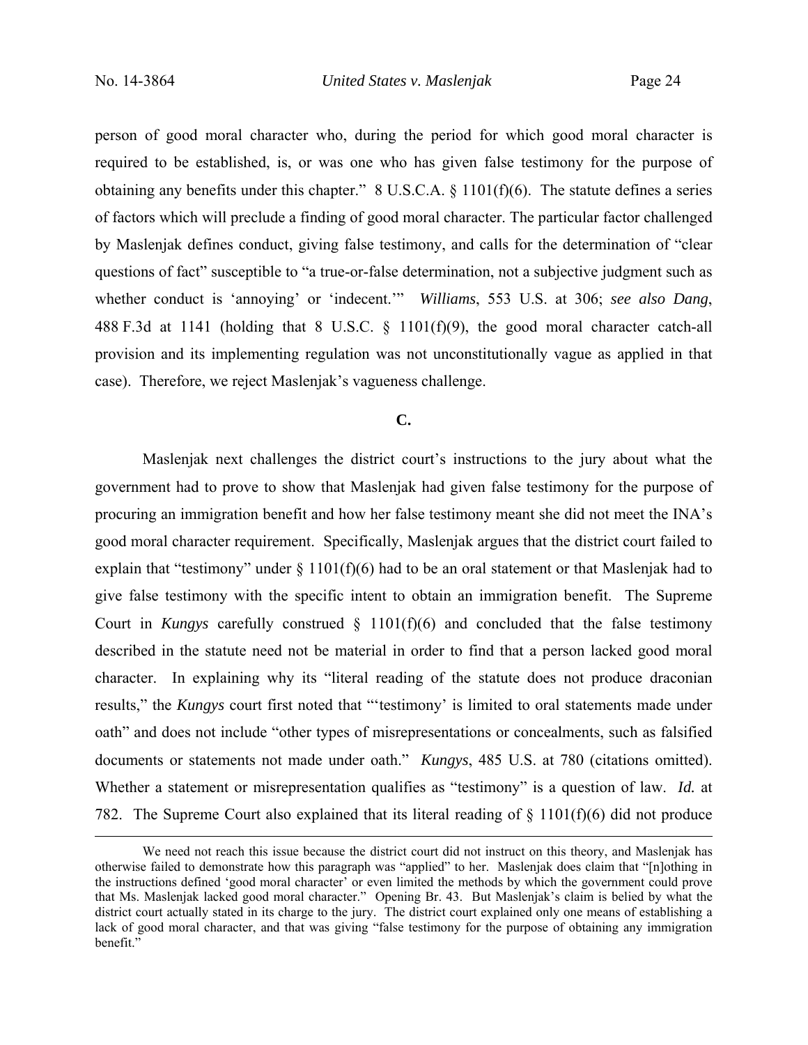person of good moral character who, during the period for which good moral character is required to be established, is, or was one who has given false testimony for the purpose of obtaining any benefits under this chapter." 8 U.S.C.A. § 1101(f)(6). The statute defines a series of factors which will preclude a finding of good moral character. The particular factor challenged by Maslenjak defines conduct, giving false testimony, and calls for the determination of "clear questions of fact" susceptible to "a true-or-false determination, not a subjective judgment such as whether conduct is 'annoying' or 'indecent.'" *Williams*, 553 U.S. at 306; *see also Dang*, 488 F.3d at 1141 (holding that 8 U.S.C. § 1101(f)(9), the good moral character catch-all provision and its implementing regulation was not unconstitutionally vague as applied in that case). Therefore, we reject Maslenjak's vagueness challenge.

**C.**

Maslenjak next challenges the district court's instructions to the jury about what the government had to prove to show that Maslenjak had given false testimony for the purpose of procuring an immigration benefit and how her false testimony meant she did not meet the INA's good moral character requirement. Specifically, Maslenjak argues that the district court failed to explain that "testimony" under § 1101(f)(6) had to be an oral statement or that Maslenjak had to give false testimony with the specific intent to obtain an immigration benefit. The Supreme Court in *Kungys* carefully construed § 1101(f)(6) and concluded that the false testimony described in the statute need not be material in order to find that a person lacked good moral character. In explaining why its "literal reading of the statute does not produce draconian results," the *Kungys* court first noted that "'testimony' is limited to oral statements made under oath" and does not include "other types of misrepresentations or concealments, such as falsified documents or statements not made under oath." *Kungys*, 485 U.S. at 780 (citations omitted). Whether a statement or misrepresentation qualifies as "testimony" is a question of law. *Id.* at 782. The Supreme Court also explained that its literal reading of § 1101(f)(6) did not produce

---

We need not reach this issue because the district court did not instruct on this theory, and Maslenjak has otherwise failed to demonstrate how this paragraph was "applied" to her. Maslenjak does claim that "[n]othing in the instructions defined 'good moral character' or even limited the methods by which the government could prove that Ms. Maslenjak lacked good moral character." Opening Br. 43. But Maslenjak's claim is belied by what the district court actually stated in its charge to the jury. The district court explained only one means of establishing a lack of good moral character, and that was giving "false testimony for the purpose of obtaining any immigration benefit."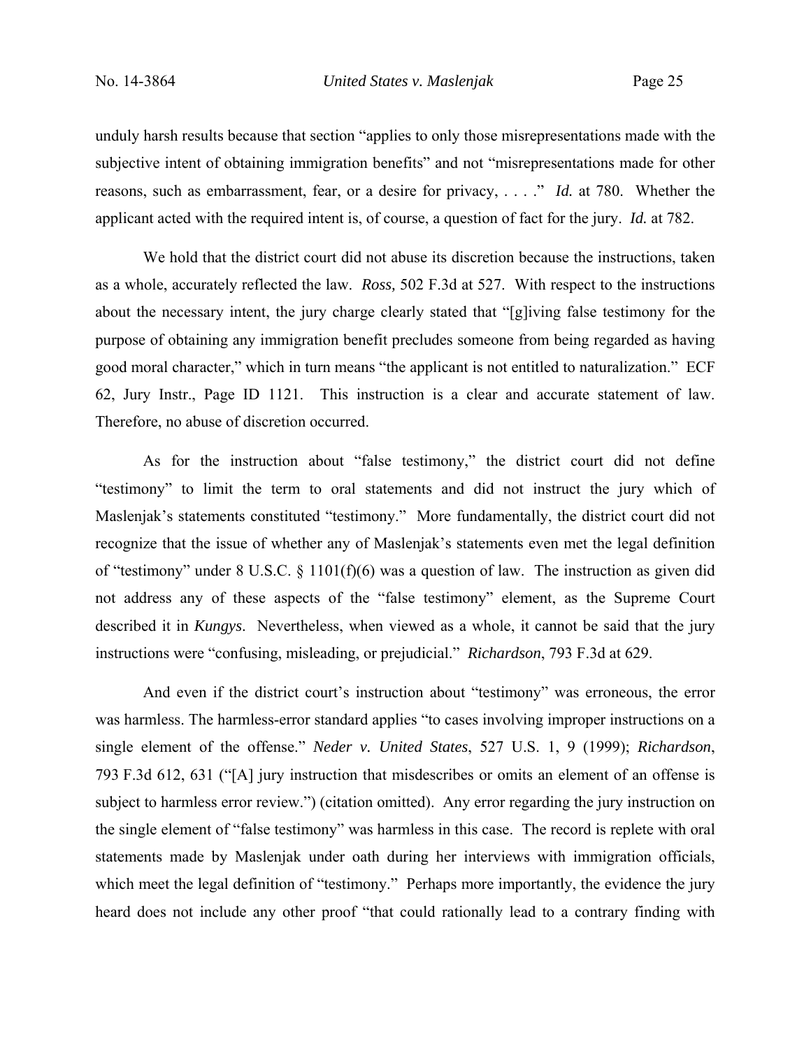unduly harsh results because that section "applies to only those misrepresentations made with the subjective intent of obtaining immigration benefits" and not "misrepresentations made for other reasons, such as embarrassment, fear, or a desire for privacy, . . . ." *Id.* at 780. Whether the applicant acted with the required intent is, of course, a question of fact for the jury. *Id.* at 782.

We hold that the district court did not abuse its discretion because the instructions, taken as a whole, accurately reflected the law. *Ross,* 502 F.3d at 527. With respect to the instructions about the necessary intent, the jury charge clearly stated that "[g]iving false testimony for the purpose of obtaining any immigration benefit precludes someone from being regarded as having good moral character," which in turn means "the applicant is not entitled to naturalization." ECF 62, Jury Instr., Page ID 1121. This instruction is a clear and accurate statement of law. Therefore, no abuse of discretion occurred.

As for the instruction about "false testimony," the district court did not define "testimony" to limit the term to oral statements and did not instruct the jury which of Maslenjak's statements constituted "testimony." More fundamentally, the district court did not recognize that the issue of whether any of Maslenjak's statements even met the legal definition of "testimony" under 8 U.S.C. § 1101(f)(6) was a question of law. The instruction as given did not address any of these aspects of the "false testimony" element, as the Supreme Court described it in *Kungys*. Nevertheless, when viewed as a whole, it cannot be said that the jury instructions were "confusing, misleading, or prejudicial." *Richardson*, 793 F.3d at 629.

And even if the district court's instruction about "testimony" was erroneous, the error was harmless. The harmless-error standard applies "to cases involving improper instructions on a single element of the offense." *Neder v. United States*, 527 U.S. 1, 9 (1999); *Richardson*, 793 F.3d 612, 631 ("[A] jury instruction that misdescribes or omits an element of an offense is subject to harmless error review.") (citation omitted). Any error regarding the jury instruction on the single element of "false testimony" was harmless in this case. The record is replete with oral statements made by Maslenjak under oath during her interviews with immigration officials, which meet the legal definition of "testimony." Perhaps more importantly, the evidence the jury heard does not include any other proof "that could rationally lead to a contrary finding with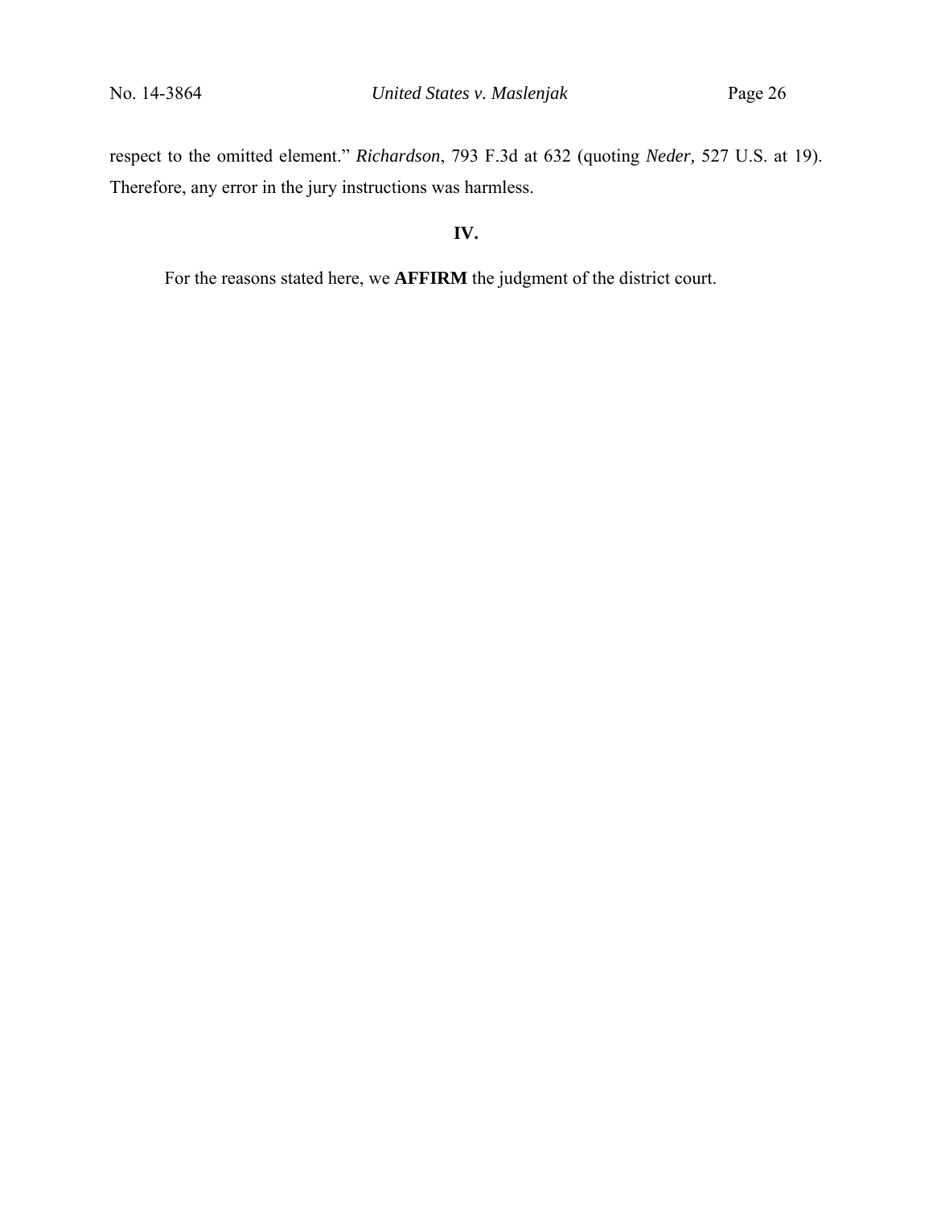respect to the omitted element." *Richardson*, 793 F.3d at 632 (quoting *Neder,* 527 U.S. at 19). Therefore, any error in the jury instructions was harmless.

## IV.

For the reasons stated here, we **AFFIRM** the judgment of the district court.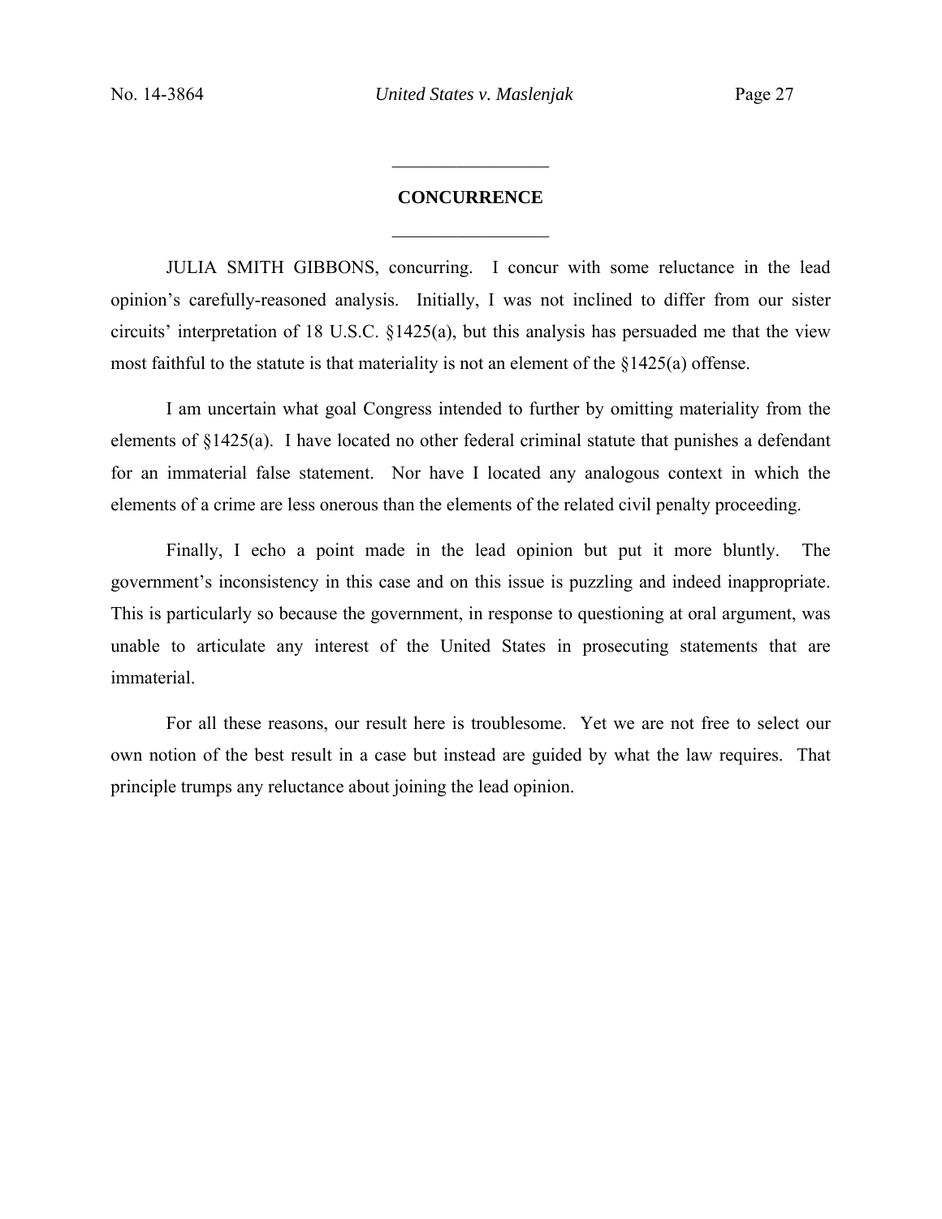## CONCURRENCE

JULIA SMITH GIBBONS, concurring. I concur with some reluctance in the lead opinion's carefully-reasoned analysis. Initially, I was not inclined to differ from our sister circuits' interpretation of 18 U.S.C. §1425(a), but this analysis has persuaded me that the view most faithful to the statute is that materiality is not an element of the §1425(a) offense.

I am uncertain what goal Congress intended to further by omitting materiality from the elements of §1425(a). I have located no other federal criminal statute that punishes a defendant for an immaterial false statement. Nor have I located any analogous context in which the elements of a crime are less onerous than the elements of the related civil penalty proceeding.

Finally, I echo a point made in the lead opinion but put it more bluntly. The government's inconsistency in this case and on this issue is puzzling and indeed inappropriate. This is particularly so because the government, in response to questioning at oral argument, was unable to articulate any interest of the United States in prosecuting statements that are immaterial.

For all these reasons, our result here is troublesome. Yet we are not free to select our own notion of the best result in a case but instead are guided by what the law requires. That principle trumps any reluctance about joining the lead opinion.